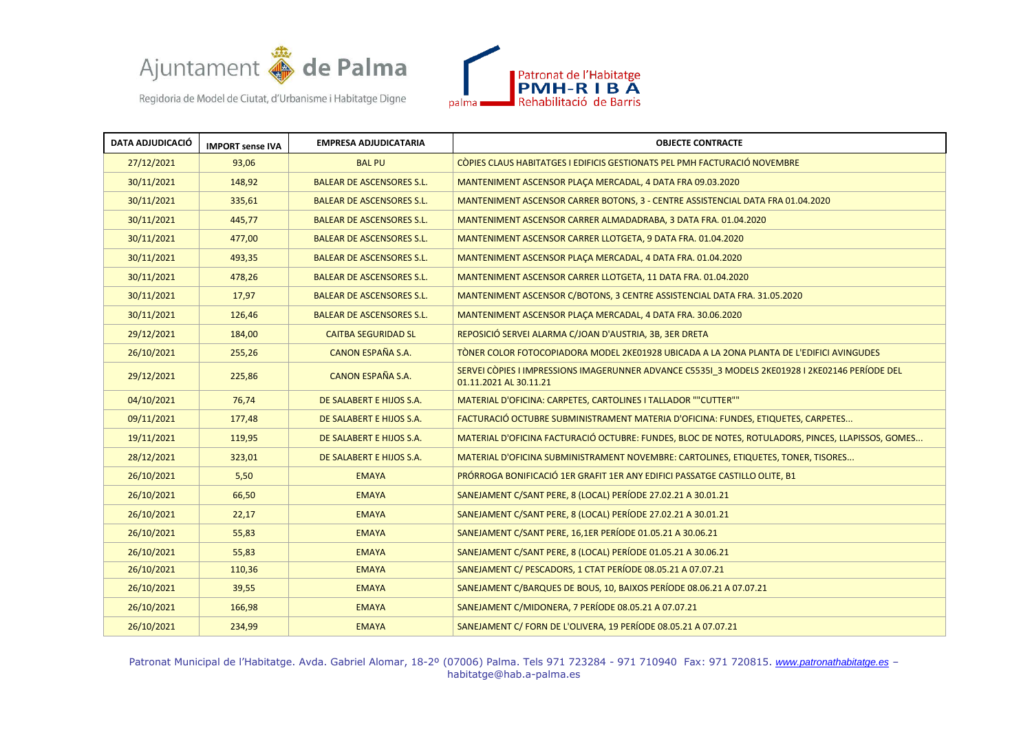Ajuntament de Palma

Regidoria de Model de Ciutat, d'Urbanisme i Habitatge Digne

Patronat de l'Habitatge PMH-RIBA Rehabilitació de Barris

| DATA ADJUDICACIÓ | IMPORT sense IVA | EMPRESA ADJUDICATARIA | OBJECTE CONTRACTE |
|---|---|---|---|
| 27/12/2021 | 93,06 | BAL PU | CÒPIES CLAUS HABITATGES I EDIFICIS GESTIONATS PEL PMH FACTURACIÓ NOVEMBRE |
| 30/11/2021 | 148,92 | BALEAR DE ASCENSORES S.L. | MANTENIMENT ASCENSOR PLAÇA MERCADAL, 4 DATA FRA 09.03.2020 |
| 30/11/2021 | 335,61 | BALEAR DE ASCENSORES S.L. | MANTENIMENT ASCENSOR CARRER BOTONS, 3 - CENTRE ASSISTENCIAL DATA FRA 01.04.2020 |
| 30/11/2021 | 445,77 | BALEAR DE ASCENSORES S.L. | MANTENIMENT ASCENSOR CARRER ALMADADRABA, 3 DATA FRA. 01.04.2020 |
| 30/11/2021 | 477,00 | BALEAR DE ASCENSORES S.L. | MANTENIMENT ASCENSOR CARRER LLOTGETA, 9 DATA FRA. 01.04.2020 |
| 30/11/2021 | 493,35 | BALEAR DE ASCENSORES S.L. | MANTENIMENT ASCENSOR PLAÇA MERCADAL, 4 DATA FRA. 01.04.2020 |
| 30/11/2021 | 478,26 | BALEAR DE ASCENSORES S.L. | MANTENIMENT ASCENSOR CARRER LLOTGETA, 11 DATA FRA. 01.04.2020 |
| 30/11/2021 | 17,97 | BALEAR DE ASCENSORES S.L. | MANTENIMENT ASCENSOR C/BOTONS, 3 CENTRE ASSISTENCIAL DATA FRA. 31.05.2020 |
| 30/11/2021 | 126,46 | BALEAR DE ASCENSORES S.L. | MANTENIMENT ASCENSOR PLAÇA MERCADAL, 4 DATA FRA. 30.06.2020 |
| 29/12/2021 | 184,00 | CAITBA SEGURIDAD SL | REPOSICIÓ SERVEI ALARMA C/JOAN D'AUSTRIA, 3B, 3ER DRETA |
| 26/10/2021 | 255,26 | CANON ESPAÑA S.A. | TÒNER COLOR FOTOCOPIADORA MODEL 2KE01928 UBICADA A LA 2ONA PLANTA DE L'EDIFICI AVINGUDES |
| 29/12/2021 | 225,86 | CANON ESPAÑA S.A. | SERVEI CÒPIES I IMPRESSIONS IMAGERUNNER ADVANCE C5535I_3 MODELS 2KE01928 I 2KE02146 PERÍODE DEL 01.11.2021 AL 30.11.21 |
| 04/10/2021 | 76,74 | DE SALABERT E HIJOS S.A. | MATERIAL D'OFICINA: CARPETES, CARTOLINES I TALLADOR ""CUTTER"" |
| 09/11/2021 | 177,48 | DE SALABERT E HIJOS S.A. | FACTURACIÓ OCTUBRE SUBMINISTRAMENT MATERIA D'OFICINA: FUNDES, ETIQUETES, CARPETES... |
| 19/11/2021 | 119,95 | DE SALABERT E HIJOS S.A. | MATERIAL D'OFICINA FACTURACIÓ OCTUBRE: FUNDES, BLOC DE NOTES, ROTULADORS, PINCES, LLAPISSOS, GOMES... |
| 28/12/2021 | 323,01 | DE SALABERT E HIJOS S.A. | MATERIAL D'OFICINA SUBMINISTRAMENT NOVEMBRE: CARTOLINES, ETIQUETES, TONER, TISORES... |
| 26/10/2021 | 5,50 | EMAYA | PRÓRROGA BONIFICACIÓ 1ER GRAFIT 1ER ANY EDIFICI PASSATGE CASTILLO OLITE, B1 |
| 26/10/2021 | 66,50 | EMAYA | SANEJAMENT C/SANT PERE, 8 (LOCAL) PERÍODE 27.02.21 A 30.01.21 |
| 26/10/2021 | 22,17 | EMAYA | SANEJAMENT C/SANT PERE, 8 (LOCAL) PERÍODE 27.02.21 A 30.01.21 |
| 26/10/2021 | 55,83 | EMAYA | SANEJAMENT C/SANT PERE, 16,1ER PERÍODE 01.05.21 A 30.06.21 |
| 26/10/2021 | 55,83 | EMAYA | SANEJAMENT C/SANT PERE, 8 (LOCAL) PERÍODE 01.05.21 A 30.06.21 |
| 26/10/2021 | 110,36 | EMAYA | SANEJAMENT C/ PESCADORS, 1 CTAT PERÍODE 08.05.21 A 07.07.21 |
| 26/10/2021 | 39,55 | EMAYA | SANEJAMENT C/BARQUES DE BOUS, 10, BAIXOS PERÍODE 08.06.21 A 07.07.21 |
| 26/10/2021 | 166,98 | EMAYA | SANEJAMENT C/MIDONERA, 7 PERÍODE 08.05.21 A 07.07.21 |
| 26/10/2021 | 234,99 | EMAYA | SANEJAMENT C/ FORN DE L'OLIVERA, 19 PERÍODE 08.05.21 A 07.07.21 |

Patronat Municipal de l'Habitatge. Avda. Gabriel Alomar, 18-2º (07006) Palma. Tels 971 723284 - 971 710940 Fax: 971 720815. *www.patronathabitatge.es* – habitatge@hab.a-palma.es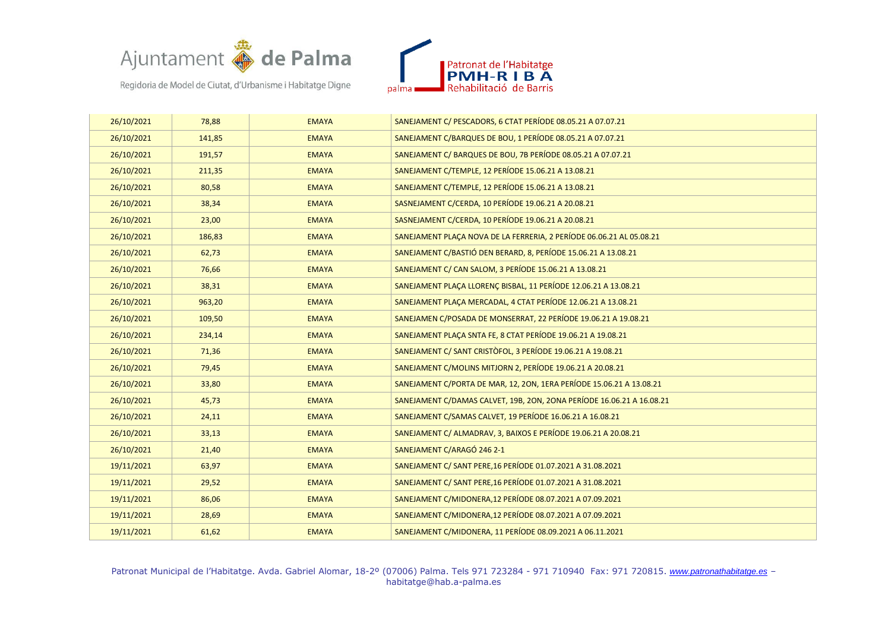| | | | |
|---|---|---|---|
| 26/10/2021 | 78,88 | EMAYA | SANEJAMENT C/ PESCADORS, 6 CTAT PERÍODE 08.05.21 A 07.07.21 |
| 26/10/2021 | 141,85 | EMAYA | SANEJAMENT C/BARQUES DE BOU, 1 PERÍODE 08.05.21 A 07.07.21 |
| 26/10/2021 | 191,57 | EMAYA | SANEJAMENT C/ BARQUES DE BOU, 7B PERÍODE 08.05.21 A 07.07.21 |
| 26/10/2021 | 211,35 | EMAYA | SANEJAMENT C/TEMPLE, 12 PERÍODE 15.06.21 A 13.08.21 |
| 26/10/2021 | 80,58 | EMAYA | SANEJAMENT C/TEMPLE, 12 PERÍODE 15.06.21 A 13.08.21 |
| 26/10/2021 | 38,34 | EMAYA | SASNEJAMENT C/CERDA, 10 PERÍODE 19.06.21 A 20.08.21 |
| 26/10/2021 | 23,00 | EMAYA | SASNEJAMENT C/CERDA, 10 PERÍODE 19.06.21 A 20.08.21 |
| 26/10/2021 | 186,83 | EMAYA | SANEJAMENT PLAÇA NOVA DE LA FERRERIA, 2 PERÍODE 06.06.21 AL 05.08.21 |
| 26/10/2021 | 62,73 | EMAYA | SANEJAMENT C/BASTIÓ DEN BERARD, 8, PERÍODE 15.06.21 A 13.08.21 |
| 26/10/2021 | 76,66 | EMAYA | SANEJAMENT C/ CAN SALOM, 3 PERÍODE 15.06.21 A 13.08.21 |
| 26/10/2021 | 38,31 | EMAYA | SANEJAMENT PLAÇA LLORENÇ BISBAL, 11 PERÍODE 12.06.21 A 13.08.21 |
| 26/10/2021 | 963,20 | EMAYA | SANEJAMENT PLAÇA MERCADAL, 4 CTAT PERÍODE 12.06.21 A 13.08.21 |
| 26/10/2021 | 109,50 | EMAYA | SANEJAMEN C/POSADA DE MONSERRAT, 22 PERÍODE 19.06.21 A 19.08.21 |
| 26/10/2021 | 234,14 | EMAYA | SANEJAMENT PLAÇA SNTA FE, 8 CTAT PERÍODE 19.06.21 A 19.08.21 |
| 26/10/2021 | 71,36 | EMAYA | SANEJAMENT C/ SANT CRISTÒFOL, 3 PERÍODE 19.06.21 A 19.08.21 |
| 26/10/2021 | 79,45 | EMAYA | SANEJAMENT C/MOLINS MITJORN 2, PERÍODE 19.06.21 A 20.08.21 |
| 26/10/2021 | 33,80 | EMAYA | SANEJAMENT C/PORTA DE MAR, 12, 2ON, 1ERA PERÍODE 15.06.21 A 13.08.21 |
| 26/10/2021 | 45,73 | EMAYA | SANEJAMENT C/DAMAS CALVET, 19B, 2ON, 2ONA PERÍODE 16.06.21 A 16.08.21 |
| 26/10/2021 | 24,11 | EMAYA | SANEJAMENT C/SAMAS CALVET, 19 PERÍODE 16.06.21 A 16.08.21 |
| 26/10/2021 | 33,13 | EMAYA | SANEJAMENT C/ ALMADRAV, 3, BAIXOS E PERÍODE 19.06.21 A 20.08.21 |
| 26/10/2021 | 21,40 | EMAYA | SANEJAMENT C/ARAGÓ 246 2-1 |
| 19/11/2021 | 63,97 | EMAYA | SANEJAMENT C/ SANT PERE,16 PERÍODE 01.07.2021 A 31.08.2021 |
| 19/11/2021 | 29,52 | EMAYA | SANEJAMENT C/ SANT PERE,16 PERÍODE 01.07.2021 A 31.08.2021 |
| 19/11/2021 | 86,06 | EMAYA | SANEJAMENT C/MIDONERA,12 PERÍODE 08.07.2021 A 07.09.2021 |
| 19/11/2021 | 28,69 | EMAYA | SANEJAMENT C/MIDONERA,12 PERÍODE 08.07.2021 A 07.09.2021 |
| 19/11/2021 | 61,62 | EMAYA | SANEJAMENT C/MIDONERA, 11 PERÍODE 08.09.2021 A 06.11.2021 |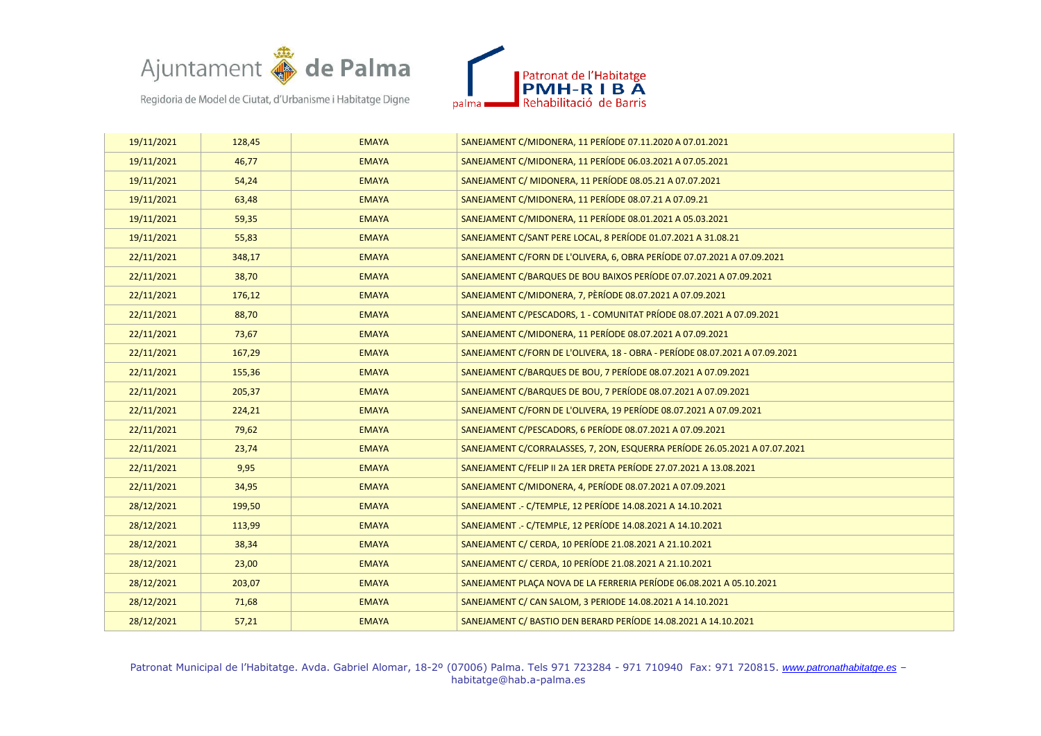| | | | |
|---|---|---|---|
| 19/11/2021 | 128,45 | EMAYA | SANEJAMENT C/MIDONERA, 11 PERÍODE 07.11.2020 A 07.01.2021 |
| 19/11/2021 | 46,77 | EMAYA | SANEJAMENT C/MIDONERA, 11 PERÍODE 06.03.2021 A 07.05.2021 |
| 19/11/2021 | 54,24 | EMAYA | SANEJAMENT C/ MIDONERA, 11 PERÍODE 08.05.21 A 07.07.2021 |
| 19/11/2021 | 63,48 | EMAYA | SANEJAMENT C/MIDONERA, 11 PERÍODE 08.07.21 A 07.09.21 |
| 19/11/2021 | 59,35 | EMAYA | SANEJAMENT C/MIDONERA, 11 PERÍODE 08.01.2021 A 05.03.2021 |
| 19/11/2021 | 55,83 | EMAYA | SANEJAMENT C/SANT PERE LOCAL, 8 PERÍODE 01.07.2021 A 31.08.21 |
| 22/11/2021 | 348,17 | EMAYA | SANEJAMENT C/FORN DE L'OLIVERA, 6, OBRA PERÍODE 07.07.2021 A 07.09.2021 |
| 22/11/2021 | 38,70 | EMAYA | SANEJAMENT C/BARQUES DE BOU BAIXOS PERÍODE 07.07.2021 A 07.09.2021 |
| 22/11/2021 | 176,12 | EMAYA | SANEJAMENT C/MIDONERA, 7, PÈRÍODE 08.07.2021 A 07.09.2021 |
| 22/11/2021 | 88,70 | EMAYA | SANEJAMENT C/PESCADORS, 1 - COMUNITAT PRÍODE 08.07.2021 A 07.09.2021 |
| 22/11/2021 | 73,67 | EMAYA | SANEJAMENT C/MIDONERA, 11 PERÍODE 08.07.2021 A 07.09.2021 |
| 22/11/2021 | 167,29 | EMAYA | SANEJAMENT C/FORN DE L'OLIVERA, 18 - OBRA - PERÍODE 08.07.2021 A 07.09.2021 |
| 22/11/2021 | 155,36 | EMAYA | SANEJAMENT C/BARQUES DE BOU, 7 PERÍODE 08.07.2021 A 07.09.2021 |
| 22/11/2021 | 205,37 | EMAYA | SANEJAMENT C/BARQUES DE BOU, 7 PERÍODE 08.07.2021 A 07.09.2021 |
| 22/11/2021 | 224,21 | EMAYA | SANEJAMENT C/FORN DE L'OLIVERA, 19 PERÍODE 08.07.2021 A 07.09.2021 |
| 22/11/2021 | 79,62 | EMAYA | SANEJAMENT C/PESCADORS, 6 PERÍODE 08.07.2021 A 07.09.2021 |
| 22/11/2021 | 23,74 | EMAYA | SANEJAMENT C/CORRALASSES, 7, 2ON, ESQUERRA PERÍODE 26.05.2021 A 07.07.2021 |
| 22/11/2021 | 9,95 | EMAYA | SANEJAMENT C/FELIP II 2A 1ER DRETA PERÍODE 27.07.2021 A 13.08.2021 |
| 22/11/2021 | 34,95 | EMAYA | SANEJAMENT C/MIDONERA, 4, PERÍODE 08.07.2021 A 07.09.2021 |
| 28/12/2021 | 199,50 | EMAYA | SANEJAMENT .- C/TEMPLE, 12 PERÍODE 14.08.2021 A 14.10.2021 |
| 28/12/2021 | 113,99 | EMAYA | SANEJAMENT .- C/TEMPLE, 12 PERÍODE 14.08.2021 A 14.10.2021 |
| 28/12/2021 | 38,34 | EMAYA | SANEJAMENT C/ CERDA, 10 PERÍODE 21.08.2021 A 21.10.2021 |
| 28/12/2021 | 23,00 | EMAYA | SANEJAMENT C/ CERDA, 10 PERÍODE 21.08.2021 A 21.10.2021 |
| 28/12/2021 | 203,07 | EMAYA | SANEJAMENT PLAÇA NOVA DE LA FERRERIA PERÍODE 06.08.2021 A 05.10.2021 |
| 28/12/2021 | 71,68 | EMAYA | SANEJAMENT C/ CAN SALOM, 3 PERIODE 14.08.2021 A 14.10.2021 |
| 28/12/2021 | 57,21 | EMAYA | SANEJAMENT C/ BASTIO DEN BERARD PERÍODE 14.08.2021 A 14.10.2021 |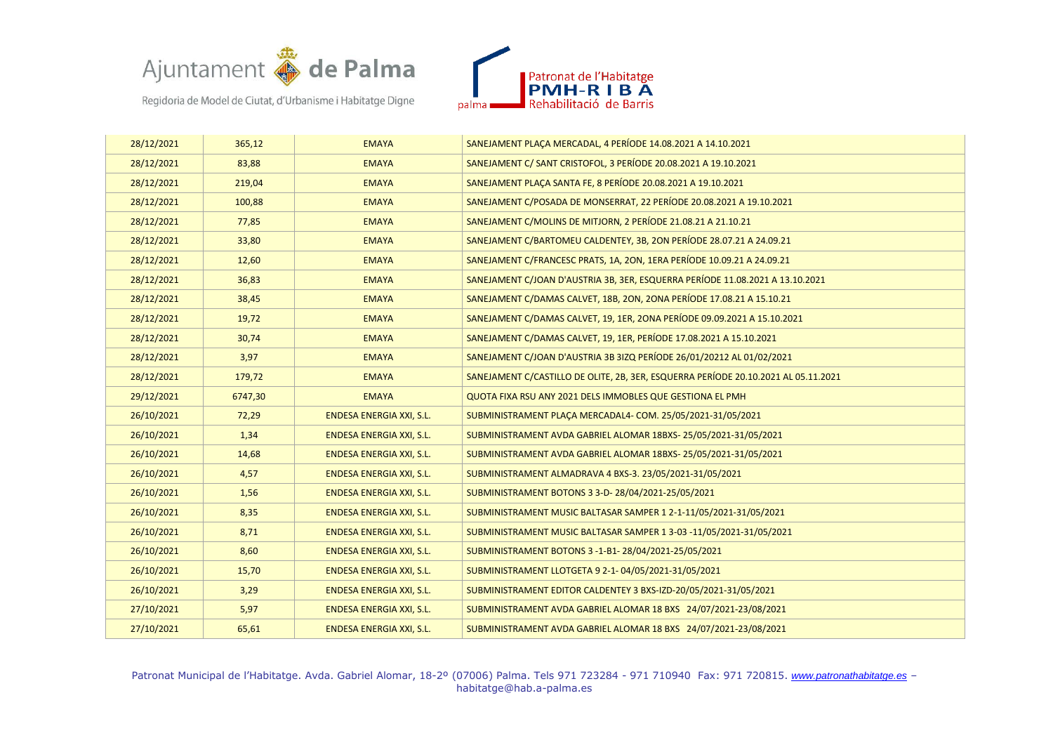| 28/12/2021 | 365,12 | EMAYA | SANEJAMENT PLAÇA MERCADAL, 4 PERÍODE 14.08.2021 A 14.10.2021 |
|---|---|---|---|
| 28/12/2021 | 83,88 | EMAYA | SANEJAMENT C/ SANT CRISTOFOL, 3 PERÍODE 20.08.2021 A 19.10.2021 |
| 28/12/2021 | 219,04 | EMAYA | SANEJAMENT PLAÇA SANTA FE, 8 PERÍODE 20.08.2021 A 19.10.2021 |
| 28/12/2021 | 100,88 | EMAYA | SANEJAMENT C/POSADA DE MONSERRAT, 22 PERÍODE 20.08.2021 A 19.10.2021 |
| 28/12/2021 | 77,85 | EMAYA | SANEJAMENT C/MOLINS DE MITJORN, 2 PERÍODE 21.08.21 A 21.10.21 |
| 28/12/2021 | 33,80 | EMAYA | SANEJAMENT C/BARTOMEU CALDENTEY, 3B, 2ON PERÍODE 28.07.21 A 24.09.21 |
| 28/12/2021 | 12,60 | EMAYA | SANEJAMENT C/FRANCESC PRATS, 1A, 2ON, 1ERA PERÍODE 10.09.21 A 24.09.21 |
| 28/12/2021 | 36,83 | EMAYA | SANEJAMENT C/JOAN D'AUSTRIA 3B, 3ER, ESQUERRA PERÍODE 11.08.2021 A 13.10.2021 |
| 28/12/2021 | 38,45 | EMAYA | SANEJAMENT C/DAMAS CALVET, 18B, 2ON, 2ONA PERÍODE 17.08.21 A 15.10.21 |
| 28/12/2021 | 19,72 | EMAYA | SANEJAMENT C/DAMAS CALVET, 19, 1ER, 2ONA PERÍODE 09.09.2021 A 15.10.2021 |
| 28/12/2021 | 30,74 | EMAYA | SANEJAMENT C/DAMAS CALVET, 19, 1ER, PERÍODE 17.08.2021 A 15.10.2021 |
| 28/12/2021 | 3,97 | EMAYA | SANEJAMENT C/JOAN D'AUSTRIA 3B 3IZQ PERÍODE 26/01/20212 AL 01/02/2021 |
| 28/12/2021 | 179,72 | EMAYA | SANEJAMENT C/CASTILLO DE OLITE, 2B, 3ER, ESQUERRA PERÍODE 20.10.2021 AL 05.11.2021 |
| 29/12/2021 | 6747,30 | EMAYA | QUOTA FIXA RSU ANY 2021 DELS IMMOBLES QUE GESTIONA EL PMH |
| 26/10/2021 | 72,29 | ENDESA ENERGIA XXI, S.L. | SUBMINISTRAMENT PLAÇA MERCADAL4- COM. 25/05/2021-31/05/2021 |
| 26/10/2021 | 1,34 | ENDESA ENERGIA XXI, S.L. | SUBMINISTRAMENT AVDA GABRIEL ALOMAR 18BXS- 25/05/2021-31/05/2021 |
| 26/10/2021 | 14,68 | ENDESA ENERGIA XXI, S.L. | SUBMINISTRAMENT AVDA GABRIEL ALOMAR 18BXS- 25/05/2021-31/05/2021 |
| 26/10/2021 | 4,57 | ENDESA ENERGIA XXI, S.L. | SUBMINISTRAMENT ALMADRAVA 4 BXS-3. 23/05/2021-31/05/2021 |
| 26/10/2021 | 1,56 | ENDESA ENERGIA XXI, S.L. | SUBMINISTRAMENT BOTONS 3 3-D- 28/04/2021-25/05/2021 |
| 26/10/2021 | 8,35 | ENDESA ENERGIA XXI, S.L. | SUBMINISTRAMENT MUSIC BALTASAR SAMPER 1 2-1-11/05/2021-31/05/2021 |
| 26/10/2021 | 8,71 | ENDESA ENERGIA XXI, S.L. | SUBMINISTRAMENT MUSIC BALTASAR SAMPER 1 3-03 -11/05/2021-31/05/2021 |
| 26/10/2021 | 8,60 | ENDESA ENERGIA XXI, S.L. | SUBMINISTRAMENT BOTONS 3 -1-B1- 28/04/2021-25/05/2021 |
| 26/10/2021 | 15,70 | ENDESA ENERGIA XXI, S.L. | SUBMINISTRAMENT LLOTGETA 9 2-1- 04/05/2021-31/05/2021 |
| 26/10/2021 | 3,29 | ENDESA ENERGIA XXI, S.L. | SUBMINISTRAMENT EDITOR CALDENTEY 3 BXS-IZD-20/05/2021-31/05/2021 |
| 27/10/2021 | 5,97 | ENDESA ENERGIA XXI, S.L. | SUBMINISTRAMENT AVDA GABRIEL ALOMAR 18 BXS 24/07/2021-23/08/2021 |
| 27/10/2021 | 65,61 | ENDESA ENERGIA XXI, S.L. | SUBMINISTRAMENT AVDA GABRIEL ALOMAR 18 BXS 24/07/2021-23/08/2021 |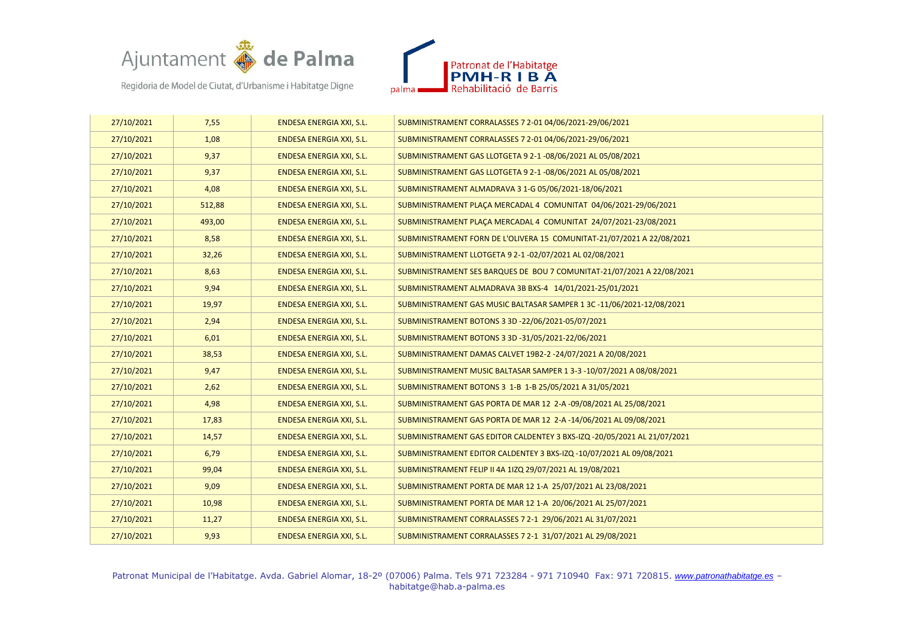| | | | |
|---|---|---|---|
| 27/10/2021 | 7,55 | ENDESA ENERGIA XXI, S.L. | SUBMINISTRAMENT CORRALASSES 7 2-01 04/06/2021-29/06/2021 |
| 27/10/2021 | 1,08 | ENDESA ENERGIA XXI, S.L. | SUBMINISTRAMENT CORRALASSES 7 2-01 04/06/2021-29/06/2021 |
| 27/10/2021 | 9,37 | ENDESA ENERGIA XXI, S.L. | SUBMINISTRAMENT GAS LLOTGETA 9 2-1 -08/06/2021 AL 05/08/2021 |
| 27/10/2021 | 9,37 | ENDESA ENERGIA XXI, S.L. | SUBMINISTRAMENT GAS LLOTGETA 9 2-1 -08/06/2021 AL 05/08/2021 |
| 27/10/2021 | 4,08 | ENDESA ENERGIA XXI, S.L. | SUBMINISTRAMENT ALMADRAVA 3 1-G 05/06/2021-18/06/2021 |
| 27/10/2021 | 512,88 | ENDESA ENERGIA XXI, S.L. | SUBMINISTRAMENT PLAÇA MERCADAL 4 COMUNITAT 04/06/2021-29/06/2021 |
| 27/10/2021 | 493,00 | ENDESA ENERGIA XXI, S.L. | SUBMINISTRAMENT PLAÇA MERCADAL 4 COMUNITAT 24/07/2021-23/08/2021 |
| 27/10/2021 | 8,58 | ENDESA ENERGIA XXI, S.L. | SUBMINISTRAMENT FORN DE L'OLIVERA 15 COMUNITAT-21/07/2021 A 22/08/2021 |
| 27/10/2021 | 32,26 | ENDESA ENERGIA XXI, S.L. | SUBMINISTRAMENT LLOTGETA 9 2-1 -02/07/2021 AL 02/08/2021 |
| 27/10/2021 | 8,63 | ENDESA ENERGIA XXI, S.L. | SUBMINISTRAMENT SES BARQUES DE BOU 7 COMUNITAT-21/07/2021 A 22/08/2021 |
| 27/10/2021 | 9,94 | ENDESA ENERGIA XXI, S.L. | SUBMINISTRAMENT ALMADRAVA 3B BXS-4 14/01/2021-25/01/2021 |
| 27/10/2021 | 19,97 | ENDESA ENERGIA XXI, S.L. | SUBMINISTRAMENT GAS MUSIC BALTASAR SAMPER 1 3C -11/06/2021-12/08/2021 |
| 27/10/2021 | 2,94 | ENDESA ENERGIA XXI, S.L. | SUBMINISTRAMENT BOTONS 3 3D -22/06/2021-05/07/2021 |
| 27/10/2021 | 6,01 | ENDESA ENERGIA XXI, S.L. | SUBMINISTRAMENT BOTONS 3 3D -31/05/2021-22/06/2021 |
| 27/10/2021 | 38,53 | ENDESA ENERGIA XXI, S.L. | SUBMINISTRAMENT DAMAS CALVET 19B2-2 -24/07/2021 A 20/08/2021 |
| 27/10/2021 | 9,47 | ENDESA ENERGIA XXI, S.L. | SUBMINISTRAMENT MUSIC BALTASAR SAMPER 1 3-3 -10/07/2021 A 08/08/2021 |
| 27/10/2021 | 2,62 | ENDESA ENERGIA XXI, S.L. | SUBMINISTRAMENT BOTONS 3 1-B 1-B 25/05/2021 A 31/05/2021 |
| 27/10/2021 | 4,98 | ENDESA ENERGIA XXI, S.L. | SUBMINISTRAMENT GAS PORTA DE MAR 12 2-A -09/08/2021 AL 25/08/2021 |
| 27/10/2021 | 17,83 | ENDESA ENERGIA XXI, S.L. | SUBMINISTRAMENT GAS PORTA DE MAR 12 2-A -14/06/2021 AL 09/08/2021 |
| 27/10/2021 | 14,57 | ENDESA ENERGIA XXI, S.L. | SUBMINISTRAMENT GAS EDITOR CALDENTEY 3 BXS-IZQ -20/05/2021 AL 21/07/2021 |
| 27/10/2021 | 6,79 | ENDESA ENERGIA XXI, S.L. | SUBMINISTRAMENT EDITOR CALDENTEY 3 BXS-IZQ -10/07/2021 AL 09/08/2021 |
| 27/10/2021 | 99,04 | ENDESA ENERGIA XXI, S.L. | SUBMINISTRAMENT FELIP II 4A 1IZQ 29/07/2021 AL 19/08/2021 |
| 27/10/2021 | 9,09 | ENDESA ENERGIA XXI, S.L. | SUBMINISTRAMENT PORTA DE MAR 12 1-A 25/07/2021 AL 23/08/2021 |
| 27/10/2021 | 10,98 | ENDESA ENERGIA XXI, S.L. | SUBMINISTRAMENT PORTA DE MAR 12 1-A 20/06/2021 AL 25/07/2021 |
| 27/10/2021 | 11,27 | ENDESA ENERGIA XXI, S.L. | SUBMINISTRAMENT CORRALASSES 7 2-1 29/06/2021 AL 31/07/2021 |
| 27/10/2021 | 9,93 | ENDESA ENERGIA XXI, S.L. | SUBMINISTRAMENT CORRALASSES 7 2-1 31/07/2021 AL 29/08/2021 |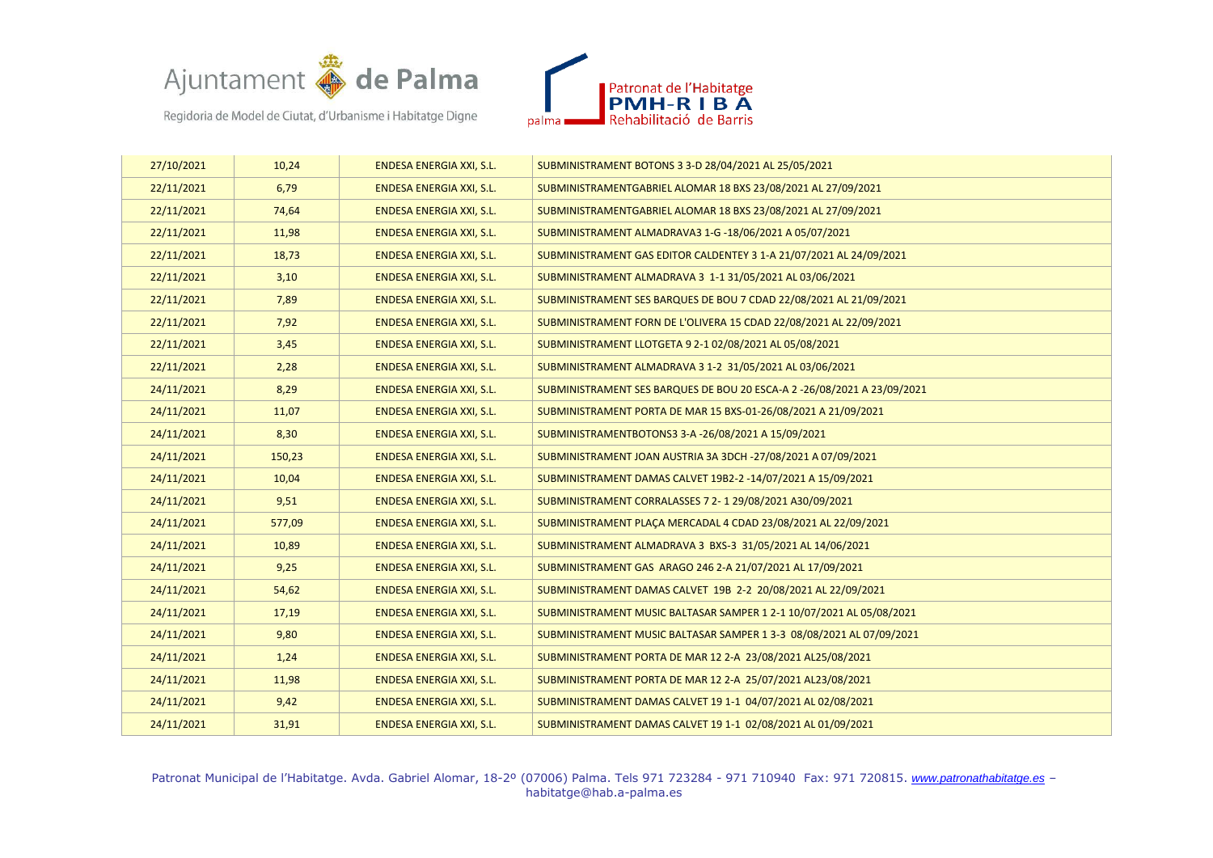| 27/10/2021 | 10,24 | ENDESA ENERGIA XXI, S.L. | SUBMINISTRAMENT BOTONS 3 3-D 28/04/2021 AL 25/05/2021 |
|---|---|---|---|
| 22/11/2021 | 6,79 | ENDESA ENERGIA XXI, S.L. | SUBMINISTRAMENTGABRIEL ALOMAR 18 BXS 23/08/2021 AL 27/09/2021 |
| 22/11/2021 | 74,64 | ENDESA ENERGIA XXI, S.L. | SUBMINISTRAMENTGABRIEL ALOMAR 18 BXS 23/08/2021 AL 27/09/2021 |
| 22/11/2021 | 11,98 | ENDESA ENERGIA XXI, S.L. | SUBMINISTRAMENT ALMADRAVA3 1-G -18/06/2021 A 05/07/2021 |
| 22/11/2021 | 18,73 | ENDESA ENERGIA XXI, S.L. | SUBMINISTRAMENT GAS EDITOR CALDENTEY 3 1-A 21/07/2021 AL 24/09/2021 |
| 22/11/2021 | 3,10 | ENDESA ENERGIA XXI, S.L. | SUBMINISTRAMENT ALMADRAVA 3 1-1 31/05/2021 AL 03/06/2021 |
| 22/11/2021 | 7,89 | ENDESA ENERGIA XXI, S.L. | SUBMINISTRAMENT SES BARQUES DE BOU 7 CDAD 22/08/2021 AL 21/09/2021 |
| 22/11/2021 | 7,92 | ENDESA ENERGIA XXI, S.L. | SUBMINISTRAMENT FORN DE L'OLIVERA 15 CDAD 22/08/2021 AL 22/09/2021 |
| 22/11/2021 | 3,45 | ENDESA ENERGIA XXI, S.L. | SUBMINISTRAMENT LLOTGETA 9 2-1 02/08/2021 AL 05/08/2021 |
| 22/11/2021 | 2,28 | ENDESA ENERGIA XXI, S.L. | SUBMINISTRAMENT ALMADRAVA 3 1-2 31/05/2021 AL 03/06/2021 |
| 24/11/2021 | 8,29 | ENDESA ENERGIA XXI, S.L. | SUBMINISTRAMENT SES BARQUES DE BOU 20 ESCA-A 2 -26/08/2021 A 23/09/2021 |
| 24/11/2021 | 11,07 | ENDESA ENERGIA XXI, S.L. | SUBMINISTRAMENT PORTA DE MAR 15 BXS-01-26/08/2021 A 21/09/2021 |
| 24/11/2021 | 8,30 | ENDESA ENERGIA XXI, S.L. | SUBMINISTRAMENTBOTONS3 3-A -26/08/2021 A 15/09/2021 |
| 24/11/2021 | 150,23 | ENDESA ENERGIA XXI, S.L. | SUBMINISTRAMENT JOAN AUSTRIA 3A 3DCH -27/08/2021 A 07/09/2021 |
| 24/11/2021 | 10,04 | ENDESA ENERGIA XXI, S.L. | SUBMINISTRAMENT DAMAS CALVET 19B2-2 -14/07/2021 A 15/09/2021 |
| 24/11/2021 | 9,51 | ENDESA ENERGIA XXI, S.L. | SUBMINISTRAMENT CORRALASSES 7 2- 1 29/08/2021 A30/09/2021 |
| 24/11/2021 | 577,09 | ENDESA ENERGIA XXI, S.L. | SUBMINISTRAMENT PLAÇA MERCADAL 4 CDAD 23/08/2021 AL 22/09/2021 |
| 24/11/2021 | 10,89 | ENDESA ENERGIA XXI, S.L. | SUBMINISTRAMENT ALMADRAVA 3 BXS-3 31/05/2021 AL 14/06/2021 |
| 24/11/2021 | 9,25 | ENDESA ENERGIA XXI, S.L. | SUBMINISTRAMENT GAS ARAGO 246 2-A 21/07/2021 AL 17/09/2021 |
| 24/11/2021 | 54,62 | ENDESA ENERGIA XXI, S.L. | SUBMINISTRAMENT DAMAS CALVET 19B 2-2 20/08/2021 AL 22/09/2021 |
| 24/11/2021 | 17,19 | ENDESA ENERGIA XXI, S.L. | SUBMINISTRAMENT MUSIC BALTASAR SAMPER 1 2-1 10/07/2021 AL 05/08/2021 |
| 24/11/2021 | 9,80 | ENDESA ENERGIA XXI, S.L. | SUBMINISTRAMENT MUSIC BALTASAR SAMPER 1 3-3 08/08/2021 AL 07/09/2021 |
| 24/11/2021 | 1,24 | ENDESA ENERGIA XXI, S.L. | SUBMINISTRAMENT PORTA DE MAR 12 2-A 23/08/2021 AL25/08/2021 |
| 24/11/2021 | 11,98 | ENDESA ENERGIA XXI, S.L. | SUBMINISTRAMENT PORTA DE MAR 12 2-A 25/07/2021 AL23/08/2021 |
| 24/11/2021 | 9,42 | ENDESA ENERGIA XXI, S.L. | SUBMINISTRAMENT DAMAS CALVET 19 1-1 04/07/2021 AL 02/08/2021 |
| 24/11/2021 | 31,91 | ENDESA ENERGIA XXI, S.L. | SUBMINISTRAMENT DAMAS CALVET 19 1-1 02/08/2021 AL 01/09/2021 |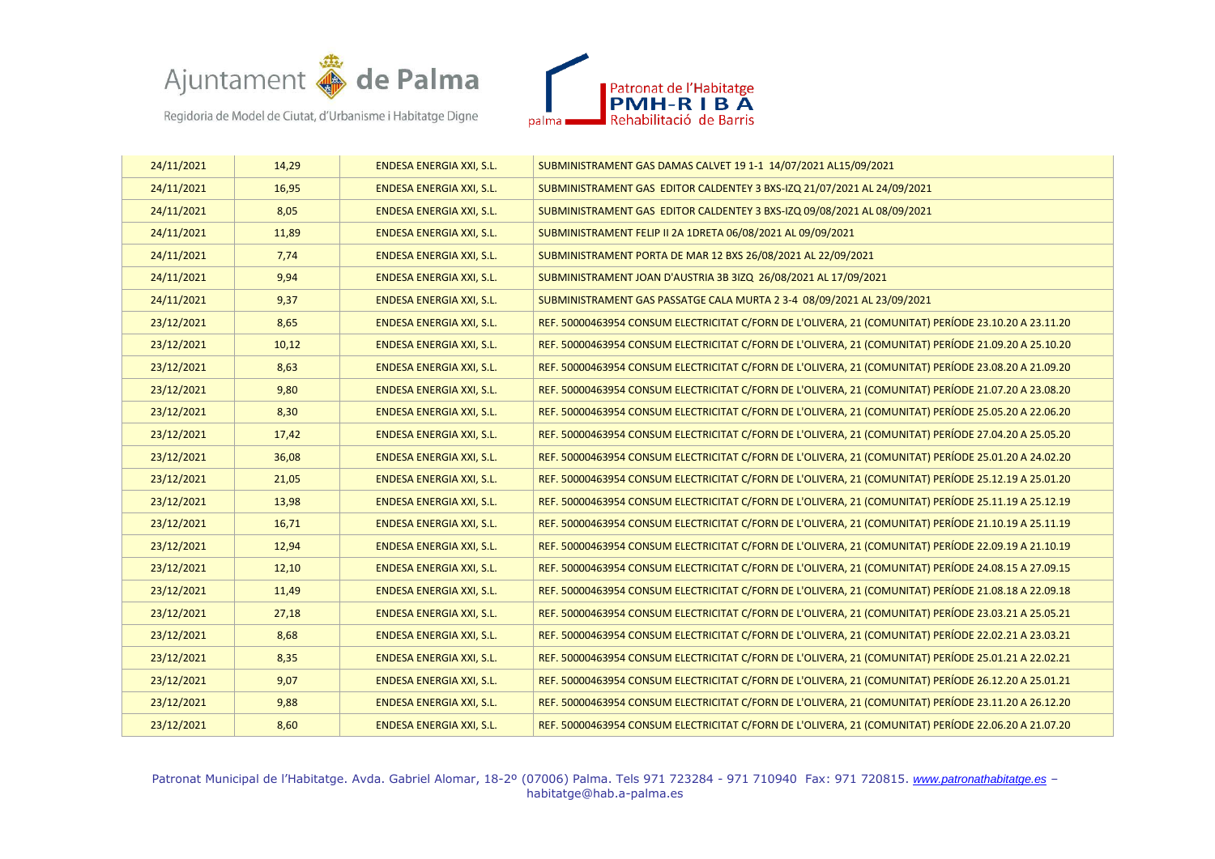| 24/11/2021 | 14,29 | ENDESA ENERGIA XXI, S.L. | SUBMINISTRAMENT GAS DAMAS CALVET 19 1-1 14/07/2021 AL15/09/2021 |
|---|---|---|---|
| 24/11/2021 | 16,95 | ENDESA ENERGIA XXI, S.L. | SUBMINISTRAMENT GAS EDITOR CALDENTEY 3 BXS-IZQ 21/07/2021 AL 24/09/2021 |
| 24/11/2021 | 8,05 | ENDESA ENERGIA XXI, S.L. | SUBMINISTRAMENT GAS EDITOR CALDENTEY 3 BXS-IZQ 09/08/2021 AL 08/09/2021 |
| 24/11/2021 | 11,89 | ENDESA ENERGIA XXI, S.L. | SUBMINISTRAMENT FELIP II 2A 1DRETA 06/08/2021 AL 09/09/2021 |
| 24/11/2021 | 7,74 | ENDESA ENERGIA XXI, S.L. | SUBMINISTRAMENT PORTA DE MAR 12 BXS 26/08/2021 AL 22/09/2021 |
| 24/11/2021 | 9,94 | ENDESA ENERGIA XXI, S.L. | SUBMINISTRAMENT JOAN D'AUSTRIA 3B 3IZQ 26/08/2021 AL 17/09/2021 |
| 24/11/2021 | 9,37 | ENDESA ENERGIA XXI, S.L. | SUBMINISTRAMENT GAS PASSATGE CALA MURTA 2 3-4 08/09/2021 AL 23/09/2021 |
| 23/12/2021 | 8,65 | ENDESA ENERGIA XXI, S.L. | REF. 50000463954 CONSUM ELECTRICITAT C/FORN DE L'OLIVERA, 21 (COMUNITAT) PERÍODE 23.10.20 A 23.11.20 |
| 23/12/2021 | 10,12 | ENDESA ENERGIA XXI, S.L. | REF. 50000463954 CONSUM ELECTRICITAT C/FORN DE L'OLIVERA, 21 (COMUNITAT) PERÍODE 21.09.20 A 25.10.20 |
| 23/12/2021 | 8,63 | ENDESA ENERGIA XXI, S.L. | REF. 50000463954 CONSUM ELECTRICITAT C/FORN DE L'OLIVERA, 21 (COMUNITAT) PERÍODE 23.08.20 A 21.09.20 |
| 23/12/2021 | 9,80 | ENDESA ENERGIA XXI, S.L. | REF. 50000463954 CONSUM ELECTRICITAT C/FORN DE L'OLIVERA, 21 (COMUNITAT) PERÍODE 21.07.20 A 23.08.20 |
| 23/12/2021 | 8,30 | ENDESA ENERGIA XXI, S.L. | REF. 50000463954 CONSUM ELECTRICITAT C/FORN DE L'OLIVERA, 21 (COMUNITAT) PERÍODE 25.05.20 A 22.06.20 |
| 23/12/2021 | 17,42 | ENDESA ENERGIA XXI, S.L. | REF. 50000463954 CONSUM ELECTRICITAT C/FORN DE L'OLIVERA, 21 (COMUNITAT) PERÍODE 27.04.20 A 25.05.20 |
| 23/12/2021 | 36,08 | ENDESA ENERGIA XXI, S.L. | REF. 50000463954 CONSUM ELECTRICITAT C/FORN DE L'OLIVERA, 21 (COMUNITAT) PERÍODE 25.01.20 A 24.02.20 |
| 23/12/2021 | 21,05 | ENDESA ENERGIA XXI, S.L. | REF. 50000463954 CONSUM ELECTRICITAT C/FORN DE L'OLIVERA, 21 (COMUNITAT) PERÍODE 25.12.19 A 25.01.20 |
| 23/12/2021 | 13,98 | ENDESA ENERGIA XXI, S.L. | REF. 50000463954 CONSUM ELECTRICITAT C/FORN DE L'OLIVERA, 21 (COMUNITAT) PERÍODE 25.11.19 A 25.12.19 |
| 23/12/2021 | 16,71 | ENDESA ENERGIA XXI, S.L. | REF. 50000463954 CONSUM ELECTRICITAT C/FORN DE L'OLIVERA, 21 (COMUNITAT) PERÍODE 21.10.19 A 25.11.19 |
| 23/12/2021 | 12,94 | ENDESA ENERGIA XXI, S.L. | REF. 50000463954 CONSUM ELECTRICITAT C/FORN DE L'OLIVERA, 21 (COMUNITAT) PERÍODE 22.09.19 A 21.10.19 |
| 23/12/2021 | 12,10 | ENDESA ENERGIA XXI, S.L. | REF. 50000463954 CONSUM ELECTRICITAT C/FORN DE L'OLIVERA, 21 (COMUNITAT) PERÍODE 24.08.15 A 27.09.15 |
| 23/12/2021 | 11,49 | ENDESA ENERGIA XXI, S.L. | REF. 50000463954 CONSUM ELECTRICITAT C/FORN DE L'OLIVERA, 21 (COMUNITAT) PERÍODE 21.08.18 A 22.09.18 |
| 23/12/2021 | 27,18 | ENDESA ENERGIA XXI, S.L. | REF. 50000463954 CONSUM ELECTRICITAT C/FORN DE L'OLIVERA, 21 (COMUNITAT) PERÍODE 23.03.21 A 25.05.21 |
| 23/12/2021 | 8,68 | ENDESA ENERGIA XXI, S.L. | REF. 50000463954 CONSUM ELECTRICITAT C/FORN DE L'OLIVERA, 21 (COMUNITAT) PERÍODE 22.02.21 A 23.03.21 |
| 23/12/2021 | 8,35 | ENDESA ENERGIA XXI, S.L. | REF. 50000463954 CONSUM ELECTRICITAT C/FORN DE L'OLIVERA, 21 (COMUNITAT) PERÍODE 25.01.21 A 22.02.21 |
| 23/12/2021 | 9,07 | ENDESA ENERGIA XXI, S.L. | REF. 50000463954 CONSUM ELECTRICITAT C/FORN DE L'OLIVERA, 21 (COMUNITAT) PERÍODE 26.12.20 A 25.01.21 |
| 23/12/2021 | 9,88 | ENDESA ENERGIA XXI, S.L. | REF. 50000463954 CONSUM ELECTRICITAT C/FORN DE L'OLIVERA, 21 (COMUNITAT) PERÍODE 23.11.20 A 26.12.20 |
| 23/12/2021 | 8,60 | ENDESA ENERGIA XXI, S.L. | REF. 50000463954 CONSUM ELECTRICITAT C/FORN DE L'OLIVERA, 21 (COMUNITAT) PERÍODE 22.06.20 A 21.07.20 |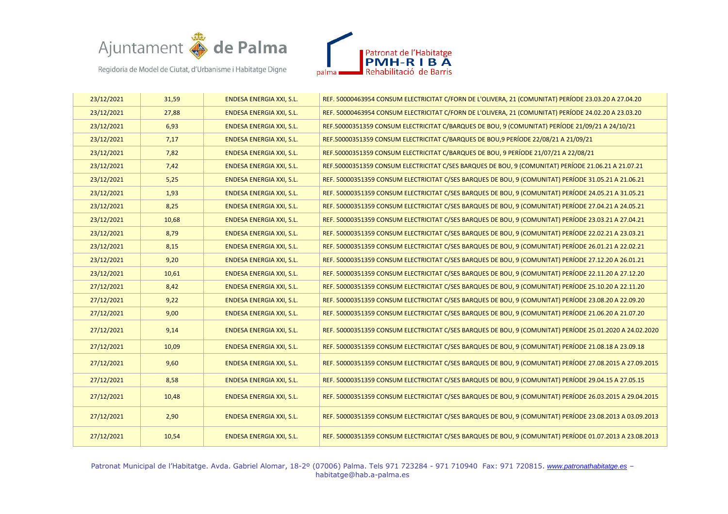| 23/12/2021 | 31,59 | ENDESA ENERGIA XXI, S.L. | REF. 50000463954 CONSUM ELECTRICITAT C/FORN DE L'OLIVERA, 21 (COMUNITAT) PERÍODE 23.03.20 A 27.04.20 |
|---|---|---|---|
| 23/12/2021 | 27,88 | ENDESA ENERGIA XXI, S.L. | REF. 50000463954 CONSUM ELECTRICITAT C/FORN DE L'OLIVERA, 21 (COMUNITAT) PERÍODE 24.02.20 A 23.03.20 |
| 23/12/2021 | 6,93 | ENDESA ENERGIA XXI, S.L. | REF.50000351359 CONSUM ELECTRICITAT C/BARQUES DE BOU, 9 (COMUNITAT) PERÍODE 21/09/21 A 24/10/21 |
| 23/12/2021 | 7,17 | ENDESA ENERGIA XXI, S.L. | REF.50000351359 CONSUM ELECTRICITAT C/BARQUES DE BOU,9 PERÍODE 22/08/21 A 21/09/21 |
| 23/12/2021 | 7,82 | ENDESA ENERGIA XXI, S.L. | REF.50000351359 CONSUM ELECTRICITAT C/BARQUES DE BOU, 9 PERÍODE 21/07/21 A 22/08/21 |
| 23/12/2021 | 7,42 | ENDESA ENERGIA XXI, S.L. | REF.50000351359 CONSUM ELECTRICITAT C/SES BARQUES DE BOU, 9 (COMUNITAT) PERÍODE 21.06.21 A 21.07.21 |
| 23/12/2021 | 5,25 | ENDESA ENERGIA XXI, S.L. | REF. 50000351359 CONSUM ELECTRICITAT C/SES BARQUES DE BOU, 9 (COMUNITAT) PERÍODE 31.05.21 A 21.06.21 |
| 23/12/2021 | 1,93 | ENDESA ENERGIA XXI, S.L. | REF. 50000351359 CONSUM ELECTRICITAT C/SES BARQUES DE BOU, 9 (COMUNITAT) PERÍODE 24.05.21 A 31.05.21 |
| 23/12/2021 | 8,25 | ENDESA ENERGIA XXI, S.L. | REF. 50000351359 CONSUM ELECTRICITAT C/SES BARQUES DE BOU, 9 (COMUNITAT) PERÍODE 27.04.21 A 24.05.21 |
| 23/12/2021 | 10,68 | ENDESA ENERGIA XXI, S.L. | REF. 50000351359 CONSUM ELECTRICITAT C/SES BARQUES DE BOU, 9 (COMUNITAT) PERÍODE 23.03.21 A 27.04.21 |
| 23/12/2021 | 8,79 | ENDESA ENERGIA XXI, S.L. | REF. 50000351359 CONSUM ELECTRICITAT C/SES BARQUES DE BOU, 9 (COMUNITAT) PERÍODE 22.02.21 A 23.03.21 |
| 23/12/2021 | 8,15 | ENDESA ENERGIA XXI, S.L. | REF. 50000351359 CONSUM ELECTRICITAT C/SES BARQUES DE BOU, 9 (COMUNITAT) PERÍODE 26.01.21 A 22.02.21 |
| 23/12/2021 | 9,20 | ENDESA ENERGIA XXI, S.L. | REF. 50000351359 CONSUM ELECTRICITAT C/SES BARQUES DE BOU, 9 (COMUNITAT) PERÍODE 27.12.20 A 26.01.21 |
| 23/12/2021 | 10,61 | ENDESA ENERGIA XXI, S.L. | REF. 50000351359 CONSUM ELECTRICITAT C/SES BARQUES DE BOU, 9 (COMUNITAT) PERÍODE 22.11.20 A 27.12.20 |
| 27/12/2021 | 8,42 | ENDESA ENERGIA XXI, S.L. | REF. 50000351359 CONSUM ELECTRICITAT C/SES BARQUES DE BOU, 9 (COMUNITAT) PERÍODE 25.10.20 A 22.11.20 |
| 27/12/2021 | 9,22 | ENDESA ENERGIA XXI, S.L. | REF. 50000351359 CONSUM ELECTRICITAT C/SES BARQUES DE BOU, 9 (COMUNITAT) PERÍODE 23.08.20 A 22.09.20 |
| 27/12/2021 | 9,00 | ENDESA ENERGIA XXI, S.L. | REF. 50000351359 CONSUM ELECTRICITAT C/SES BARQUES DE BOU, 9 (COMUNITAT) PERÍODE 21.06.20 A 21.07.20 |
| 27/12/2021 | 9,14 | ENDESA ENERGIA XXI, S.L. | REF. 50000351359 CONSUM ELECTRICITAT C/SES BARQUES DE BOU, 9 (COMUNITAT) PERÍODE 25.01.2020 A 24.02.2020 |
| 27/12/2021 | 10,09 | ENDESA ENERGIA XXI, S.L. | REF. 50000351359 CONSUM ELECTRICITAT C/SES BARQUES DE BOU, 9 (COMUNITAT) PERÍODE 21.08.18 A 23.09.18 |
| 27/12/2021 | 9,60 | ENDESA ENERGIA XXI, S.L. | REF. 50000351359 CONSUM ELECTRICITAT C/SES BARQUES DE BOU, 9 (COMUNITAT) PERÍODE 27.08.2015 A 27.09.2015 |
| 27/12/2021 | 8,58 | ENDESA ENERGIA XXI, S.L. | REF. 50000351359 CONSUM ELECTRICITAT C/SES BARQUES DE BOU, 9 (COMUNITAT) PERÍODE 29.04.15 A 27.05.15 |
| 27/12/2021 | 10,48 | ENDESA ENERGIA XXI, S.L. | REF. 50000351359 CONSUM ELECTRICITAT C/SES BARQUES DE BOU, 9 (COMUNITAT) PERÍODE 26.03.2015 A 29.04.2015 |
| 27/12/2021 | 2,90 | ENDESA ENERGIA XXI, S.L. | REF. 50000351359 CONSUM ELECTRICITAT C/SES BARQUES DE BOU, 9 (COMUNITAT) PERÍODE 23.08.2013 A 03.09.2013 |
| 27/12/2021 | 10,54 | ENDESA ENERGIA XXI, S.L. | REF. 50000351359 CONSUM ELECTRICITAT C/SES BARQUES DE BOU, 9 (COMUNITAT) PERÍODE 01.07.2013 A 23.08.2013 |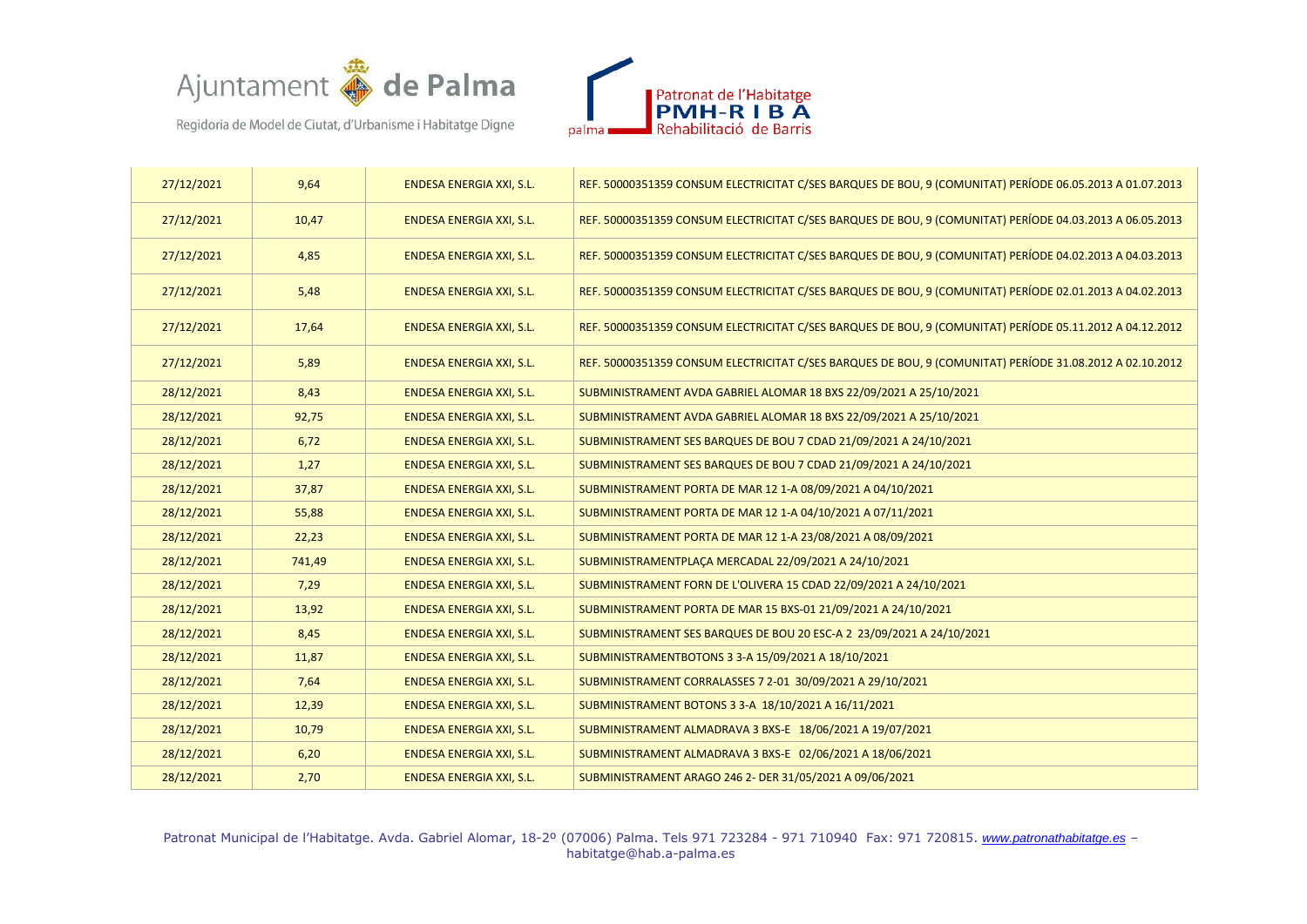| | | | |
|---|---|---|---|
| 27/12/2021 | 9,64 | ENDESA ENERGIA XXI, S.L. | REF. 50000351359 CONSUM ELECTRICITAT C/SES BARQUES DE BOU, 9 (COMUNITAT) PERÍODE 06.05.2013 A 01.07.2013 |
| 27/12/2021 | 10,47 | ENDESA ENERGIA XXI, S.L. | REF. 50000351359 CONSUM ELECTRICITAT C/SES BARQUES DE BOU, 9 (COMUNITAT) PERÍODE 04.03.2013 A 06.05.2013 |
| 27/12/2021 | 4,85 | ENDESA ENERGIA XXI, S.L. | REF. 50000351359 CONSUM ELECTRICITAT C/SES BARQUES DE BOU, 9 (COMUNITAT) PERÍODE 04.02.2013 A 04.03.2013 |
| 27/12/2021 | 5,48 | ENDESA ENERGIA XXI, S.L. | REF. 50000351359 CONSUM ELECTRICITAT C/SES BARQUES DE BOU, 9 (COMUNITAT) PERÍODE 02.01.2013 A 04.02.2013 |
| 27/12/2021 | 17,64 | ENDESA ENERGIA XXI, S.L. | REF. 50000351359 CONSUM ELECTRICITAT C/SES BARQUES DE BOU, 9 (COMUNITAT) PERÍODE 05.11.2012 A 04.12.2012 |
| 27/12/2021 | 5,89 | ENDESA ENERGIA XXI, S.L. | REF. 50000351359 CONSUM ELECTRICITAT C/SES BARQUES DE BOU, 9 (COMUNITAT) PERÍODE 31.08.2012 A 02.10.2012 |
| 28/12/2021 | 8,43 | ENDESA ENERGIA XXI, S.L. | SUBMINISTRAMENT AVDA GABRIEL ALOMAR 18 BXS 22/09/2021 A 25/10/2021 |
| 28/12/2021 | 92,75 | ENDESA ENERGIA XXI, S.L. | SUBMINISTRAMENT AVDA GABRIEL ALOMAR 18 BXS 22/09/2021 A 25/10/2021 |
| 28/12/2021 | 6,72 | ENDESA ENERGIA XXI, S.L. | SUBMINISTRAMENT SES BARQUES DE BOU 7 CDAD 21/09/2021 A 24/10/2021 |
| 28/12/2021 | 1,27 | ENDESA ENERGIA XXI, S.L. | SUBMINISTRAMENT SES BARQUES DE BOU 7 CDAD 21/09/2021 A 24/10/2021 |
| 28/12/2021 | 37,87 | ENDESA ENERGIA XXI, S.L. | SUBMINISTRAMENT PORTA DE MAR 12 1-A 08/09/2021 A 04/10/2021 |
| 28/12/2021 | 55,88 | ENDESA ENERGIA XXI, S.L. | SUBMINISTRAMENT PORTA DE MAR 12 1-A 04/10/2021 A 07/11/2021 |
| 28/12/2021 | 22,23 | ENDESA ENERGIA XXI, S.L. | SUBMINISTRAMENT PORTA DE MAR 12 1-A 23/08/2021 A 08/09/2021 |
| 28/12/2021 | 741,49 | ENDESA ENERGIA XXI, S.L. | SUBMINISTRAMENTPLAÇA MERCADAL 22/09/2021 A 24/10/2021 |
| 28/12/2021 | 7,29 | ENDESA ENERGIA XXI, S.L. | SUBMINISTRAMENT FORN DE L'OLIVERA 15 CDAD 22/09/2021 A 24/10/2021 |
| 28/12/2021 | 13,92 | ENDESA ENERGIA XXI, S.L. | SUBMINISTRAMENT PORTA DE MAR 15 BXS-01 21/09/2021 A 24/10/2021 |
| 28/12/2021 | 8,45 | ENDESA ENERGIA XXI, S.L. | SUBMINISTRAMENT SES BARQUES DE BOU 20 ESC-A 2 23/09/2021 A 24/10/2021 |
| 28/12/2021 | 11,87 | ENDESA ENERGIA XXI, S.L. | SUBMINISTRAMENTBOTONS 3 3-A 15/09/2021 A 18/10/2021 |
| 28/12/2021 | 7,64 | ENDESA ENERGIA XXI, S.L. | SUBMINISTRAMENT CORRALASSES 7 2-01 30/09/2021 A 29/10/2021 |
| 28/12/2021 | 12,39 | ENDESA ENERGIA XXI, S.L. | SUBMINISTRAMENT BOTONS 3 3-A 18/10/2021 A 16/11/2021 |
| 28/12/2021 | 10,79 | ENDESA ENERGIA XXI, S.L. | SUBMINISTRAMENT ALMADRAVA 3 BXS-E 18/06/2021 A 19/07/2021 |
| 28/12/2021 | 6,20 | ENDESA ENERGIA XXI, S.L. | SUBMINISTRAMENT ALMADRAVA 3 BXS-E 02/06/2021 A 18/06/2021 |
| 28/12/2021 | 2,70 | ENDESA ENERGIA XXI, S.L. | SUBMINISTRAMENT ARAGO 246 2- DER 31/05/2021 A 09/06/2021 |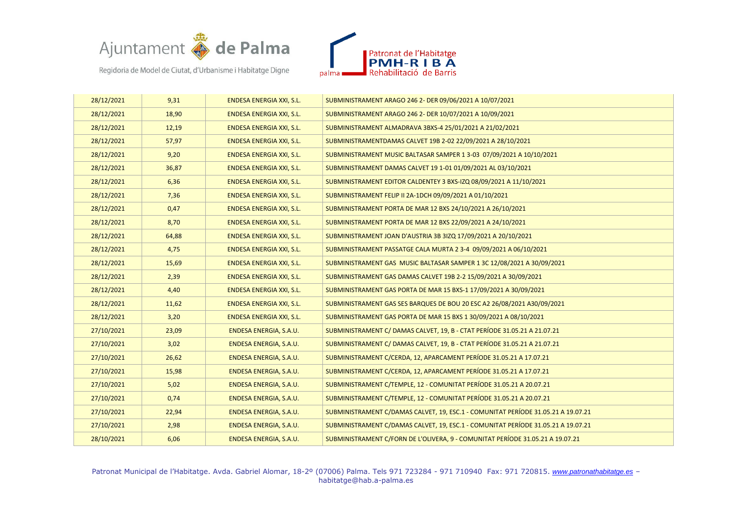| 28/12/2021 | 9,31 | ENDESA ENERGIA XXI, S.L. | SUBMINISTRAMENT ARAGO 246 2- DER 09/06/2021 A 10/07/2021 |
|---|---|---|---|
| 28/12/2021 | 18,90 | ENDESA ENERGIA XXI, S.L. | SUBMINISTRAMENT ARAGO 246 2- DER 10/07/2021 A 10/09/2021 |
| 28/12/2021 | 12,19 | ENDESA ENERGIA XXI, S.L. | SUBMINISTRAMENT ALMADRAVA 3BXS-4 25/01/2021 A 21/02/2021 |
| 28/12/2021 | 57,97 | ENDESA ENERGIA XXI, S.L. | SUBMINISTRAMENTDAMAS CALVET 19B 2-02 22/09/2021 A 28/10/2021 |
| 28/12/2021 | 9,20 | ENDESA ENERGIA XXI, S.L. | SUBMINISTRAMENT MUSIC BALTASAR SAMPER 1 3-03 07/09/2021 A 10/10/2021 |
| 28/12/2021 | 36,87 | ENDESA ENERGIA XXI, S.L. | SUBMINISTRAMENT DAMAS CALVET 19 1-01 01/09/2021 AL 03/10/2021 |
| 28/12/2021 | 6,36 | ENDESA ENERGIA XXI, S.L. | SUBMINISTRAMENT EDITOR CALDENTEY 3 BXS-IZQ 08/09/2021 A 11/10/2021 |
| 28/12/2021 | 7,36 | ENDESA ENERGIA XXI, S.L. | SUBMINISTRAMENT FELIP II 2A-1DCH 09/09/2021 A 01/10/2021 |
| 28/12/2021 | 0,47 | ENDESA ENERGIA XXI, S.L. | SUBMINISTRAMENT PORTA DE MAR 12 BXS 24/10/2021 A 26/10/2021 |
| 28/12/2021 | 8,70 | ENDESA ENERGIA XXI, S.L. | SUBMINISTRAMENT PORTA DE MAR 12 BXS 22/09/2021 A 24/10/2021 |
| 28/12/2021 | 64,88 | ENDESA ENERGIA XXI, S.L. | SUBMINISTRAMENT JOAN D'AUSTRIA 3B 3IZQ 17/09/2021 A 20/10/2021 |
| 28/12/2021 | 4,75 | ENDESA ENERGIA XXI, S.L. | SUBMINISTRAMENT PASSATGE CALA MURTA 2 3-4 09/09/2021 A 06/10/2021 |
| 28/12/2021 | 15,69 | ENDESA ENERGIA XXI, S.L. | SUBMINISTRAMENT GAS MUSIC BALTASAR SAMPER 1 3C 12/08/2021 A 30/09/2021 |
| 28/12/2021 | 2,39 | ENDESA ENERGIA XXI, S.L. | SUBMINISTRAMENT GAS DAMAS CALVET 19B 2-2 15/09/2021 A 30/09/2021 |
| 28/12/2021 | 4,40 | ENDESA ENERGIA XXI, S.L. | SUBMINISTRAMENT GAS PORTA DE MAR 15 BXS-1 17/09/2021 A 30/09/2021 |
| 28/12/2021 | 11,62 | ENDESA ENERGIA XXI, S.L. | SUBMINISTRAMENT GAS SES BARQUES DE BOU 20 ESC A2 26/08/2021 A30/09/2021 |
| 28/12/2021 | 3,20 | ENDESA ENERGIA XXI, S.L. | SUBMINISTRAMENT GAS PORTA DE MAR 15 BXS 1 30/09/2021 A 08/10/2021 |
| 27/10/2021 | 23,09 | ENDESA ENERGIA, S.A.U. | SUBMINISTRAMENT C/ DAMAS CALVET, 19, B - CTAT PERÍODE 31.05.21 A 21.07.21 |
| 27/10/2021 | 3,02 | ENDESA ENERGIA, S.A.U. | SUBMINISTRAMENT C/ DAMAS CALVET, 19, B - CTAT PERÍODE 31.05.21 A 21.07.21 |
| 27/10/2021 | 26,62 | ENDESA ENERGIA, S.A.U. | SUBMINISTRAMENT C/CERDA, 12, APARCAMENT PERÍODE 31.05.21 A 17.07.21 |
| 27/10/2021 | 15,98 | ENDESA ENERGIA, S.A.U. | SUBMINISTRAMENT C/CERDA, 12, APARCAMENT PERÍODE 31.05.21 A 17.07.21 |
| 27/10/2021 | 5,02 | ENDESA ENERGIA, S.A.U. | SUBMINISTRAMENT C/TEMPLE, 12 - COMUNITAT PERÍODE 31.05.21 A 20.07.21 |
| 27/10/2021 | 0,74 | ENDESA ENERGIA, S.A.U. | SUBMINISTRAMENT C/TEMPLE, 12 - COMUNITAT PERÍODE 31.05.21 A 20.07.21 |
| 27/10/2021 | 22,94 | ENDESA ENERGIA, S.A.U. | SUBMINISTRAMENT C/DAMAS CALVET, 19, ESC.1 - COMUNITAT PERÍODE 31.05.21 A 19.07.21 |
| 27/10/2021 | 2,98 | ENDESA ENERGIA, S.A.U. | SUBMINISTRAMENT C/DAMAS CALVET, 19, ESC.1 - COMUNITAT PERÍODE 31.05.21 A 19.07.21 |
| 28/10/2021 | 6,06 | ENDESA ENERGIA, S.A.U. | SUBMINISTRAMENT C/FORN DE L'OLIVERA, 9 - COMUNITAT PERÍODE 31.05.21 A 19.07.21 |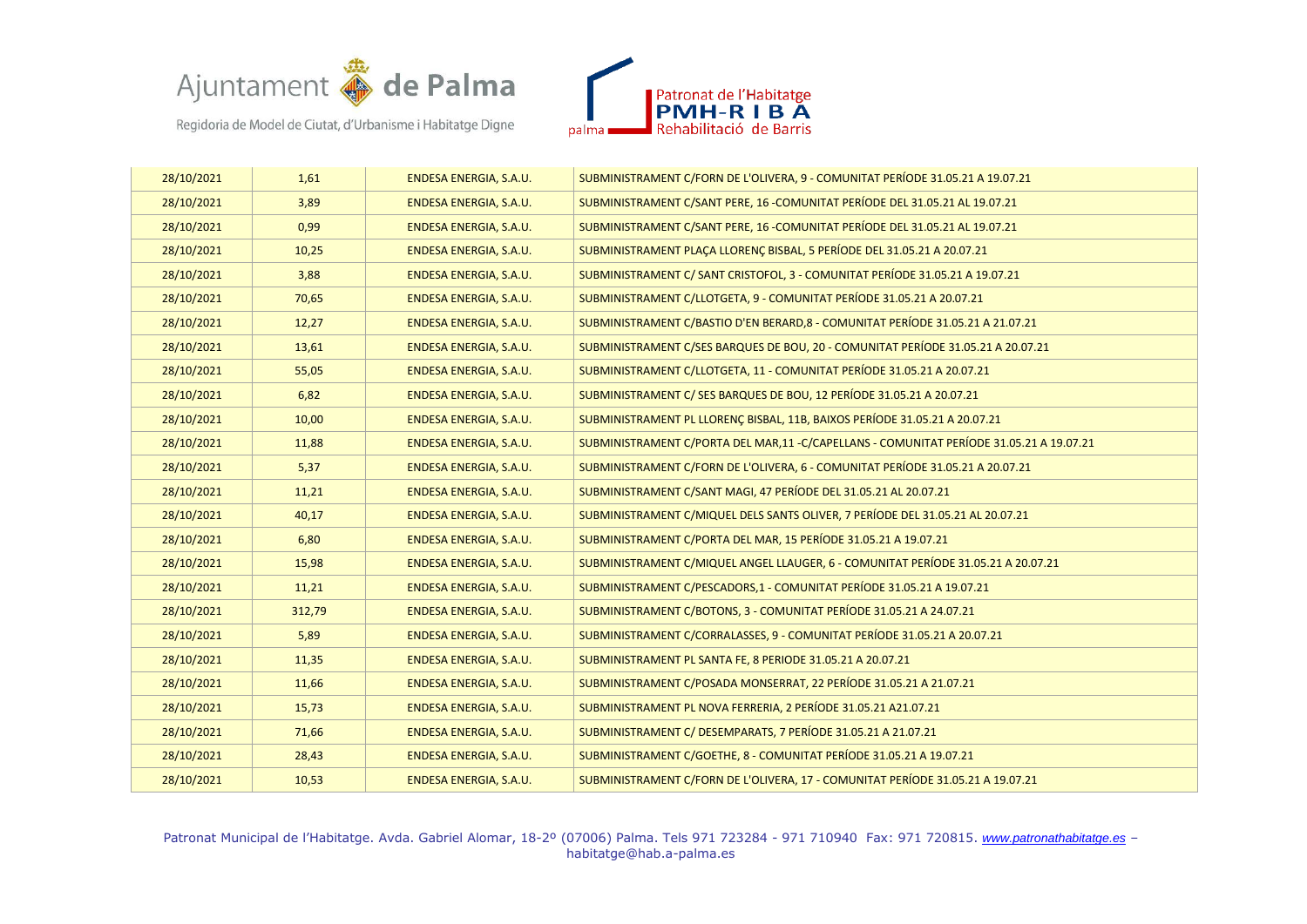| 28/10/2021 | 1,61 | ENDESA ENERGIA, S.A.U. | SUBMINISTRAMENT C/FORN DE L'OLIVERA, 9 - COMUNITAT PERÍODE 31.05.21 A 19.07.21 |
|---|---|---|---|
| 28/10/2021 | 3,89 | ENDESA ENERGIA, S.A.U. | SUBMINISTRAMENT C/SANT PERE, 16 -COMUNITAT PERÍODE DEL 31.05.21 AL 19.07.21 |
| 28/10/2021 | 0,99 | ENDESA ENERGIA, S.A.U. | SUBMINISTRAMENT C/SANT PERE, 16 -COMUNITAT PERÍODE DEL 31.05.21 AL 19.07.21 |
| 28/10/2021 | 10,25 | ENDESA ENERGIA, S.A.U. | SUBMINISTRAMENT PLAÇA LLORENÇ BISBAL, 5 PERÍODE DEL 31.05.21 A 20.07.21 |
| 28/10/2021 | 3,88 | ENDESA ENERGIA, S.A.U. | SUBMINISTRAMENT C/ SANT CRISTOFOL, 3 - COMUNITAT PERÍODE 31.05.21 A 19.07.21 |
| 28/10/2021 | 70,65 | ENDESA ENERGIA, S.A.U. | SUBMINISTRAMENT C/LLOTGETA, 9 - COMUNITAT PERÍODE 31.05.21 A 20.07.21 |
| 28/10/2021 | 12,27 | ENDESA ENERGIA, S.A.U. | SUBMINISTRAMENT C/BASTIO D'EN BERARD,8 - COMUNITAT PERÍODE 31.05.21 A 21.07.21 |
| 28/10/2021 | 13,61 | ENDESA ENERGIA, S.A.U. | SUBMINISTRAMENT C/SES BARQUES DE BOU, 20 - COMUNITAT PERÍODE 31.05.21 A 20.07.21 |
| 28/10/2021 | 55,05 | ENDESA ENERGIA, S.A.U. | SUBMINISTRAMENT C/LLOTGETA, 11 - COMUNITAT PERÍODE 31.05.21 A 20.07.21 |
| 28/10/2021 | 6,82 | ENDESA ENERGIA, S.A.U. | SUBMINISTRAMENT C/ SES BARQUES DE BOU, 12 PERÍODE 31.05.21 A 20.07.21 |
| 28/10/2021 | 10,00 | ENDESA ENERGIA, S.A.U. | SUBMINISTRAMENT PL LLORENÇ BISBAL, 11B, BAIXOS PERÍODE 31.05.21 A 20.07.21 |
| 28/10/2021 | 11,88 | ENDESA ENERGIA, S.A.U. | SUBMINISTRAMENT C/PORTA DEL MAR,11 -C/CAPELLANS - COMUNITAT PERÍODE 31.05.21 A 19.07.21 |
| 28/10/2021 | 5,37 | ENDESA ENERGIA, S.A.U. | SUBMINISTRAMENT C/FORN DE L'OLIVERA, 6 - COMUNITAT PERÍODE 31.05.21 A 20.07.21 |
| 28/10/2021 | 11,21 | ENDESA ENERGIA, S.A.U. | SUBMINISTRAMENT C/SANT MAGI, 47 PERÍODE DEL 31.05.21 AL 20.07.21 |
| 28/10/2021 | 40,17 | ENDESA ENERGIA, S.A.U. | SUBMINISTRAMENT C/MIQUEL DELS SANTS OLIVER, 7 PERÍODE DEL 31.05.21 AL 20.07.21 |
| 28/10/2021 | 6,80 | ENDESA ENERGIA, S.A.U. | SUBMINISTRAMENT C/PORTA DEL MAR, 15 PERÍODE 31.05.21 A 19.07.21 |
| 28/10/2021 | 15,98 | ENDESA ENERGIA, S.A.U. | SUBMINISTRAMENT C/MIQUEL ANGEL LLAUGER, 6 - COMUNITAT PERÍODE 31.05.21 A 20.07.21 |
| 28/10/2021 | 11,21 | ENDESA ENERGIA, S.A.U. | SUBMINISTRAMENT C/PESCADORS,1 - COMUNITAT PERÍODE 31.05.21 A 19.07.21 |
| 28/10/2021 | 312,79 | ENDESA ENERGIA, S.A.U. | SUBMINISTRAMENT C/BOTONS, 3 - COMUNITAT PERÍODE 31.05.21 A 24.07.21 |
| 28/10/2021 | 5,89 | ENDESA ENERGIA, S.A.U. | SUBMINISTRAMENT C/CORRALASSES, 9 - COMUNITAT PERÍODE 31.05.21 A 20.07.21 |
| 28/10/2021 | 11,35 | ENDESA ENERGIA, S.A.U. | SUBMINISTRAMENT PL SANTA FE, 8 PERIODE 31.05.21 A 20.07.21 |
| 28/10/2021 | 11,66 | ENDESA ENERGIA, S.A.U. | SUBMINISTRAMENT C/POSADA MONSERRAT, 22 PERÍODE 31.05.21 A 21.07.21 |
| 28/10/2021 | 15,73 | ENDESA ENERGIA, S.A.U. | SUBMINISTRAMENT PL NOVA FERRERIA, 2 PERÍODE 31.05.21 A21.07.21 |
| 28/10/2021 | 71,66 | ENDESA ENERGIA, S.A.U. | SUBMINISTRAMENT C/ DESEMPARATS, 7 PERÍODE 31.05.21 A 21.07.21 |
| 28/10/2021 | 28,43 | ENDESA ENERGIA, S.A.U. | SUBMINISTRAMENT C/GOETHE, 8 - COMUNITAT PERÍODE 31.05.21 A 19.07.21 |
| 28/10/2021 | 10,53 | ENDESA ENERGIA, S.A.U. | SUBMINISTRAMENT C/FORN DE L'OLIVERA, 17 - COMUNITAT PERÍODE 31.05.21 A 19.07.21 |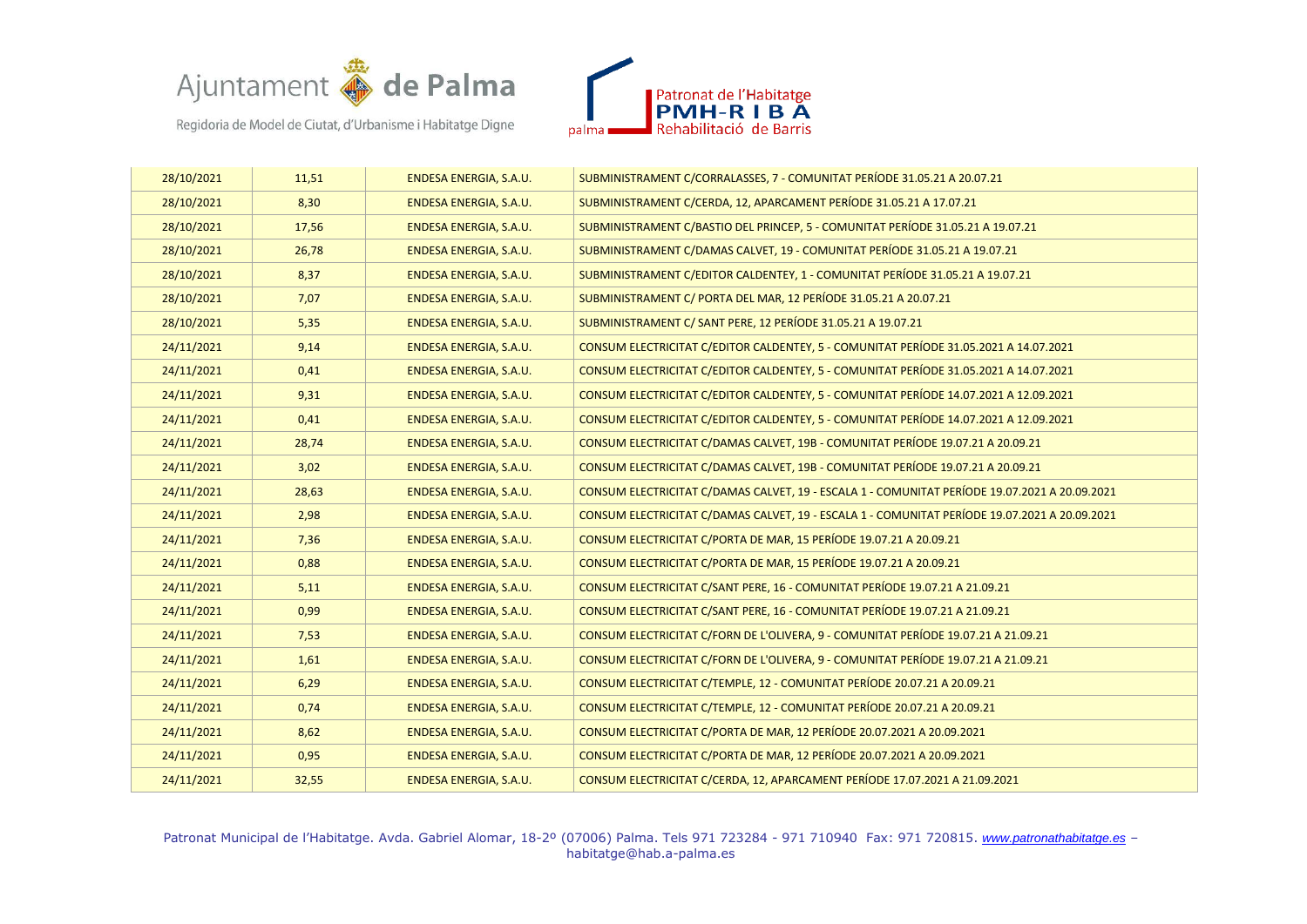| 28/10/2021 | 11,51 | ENDESA ENERGIA, S.A.U. | SUBMINISTRAMENT C/CORRALASSES, 7 - COMUNITAT PERÍODE 31.05.21 A 20.07.21 |
|---|---|---|---|
| 28/10/2021 | 8,30 | ENDESA ENERGIA, S.A.U. | SUBMINISTRAMENT C/CERDA, 12, APARCAMENT PERÍODE 31.05.21 A 17.07.21 |
| 28/10/2021 | 17,56 | ENDESA ENERGIA, S.A.U. | SUBMINISTRAMENT C/BASTIO DEL PRINCEP, 5 - COMUNITAT PERÍODE 31.05.21 A 19.07.21 |
| 28/10/2021 | 26,78 | ENDESA ENERGIA, S.A.U. | SUBMINISTRAMENT C/DAMAS CALVET, 19 - COMUNITAT PERÍODE 31.05.21 A 19.07.21 |
| 28/10/2021 | 8,37 | ENDESA ENERGIA, S.A.U. | SUBMINISTRAMENT C/EDITOR CALDENTEY, 1 - COMUNITAT PERÍODE 31.05.21 A 19.07.21 |
| 28/10/2021 | 7,07 | ENDESA ENERGIA, S.A.U. | SUBMINISTRAMENT C/ PORTA DEL MAR, 12 PERÍODE 31.05.21 A 20.07.21 |
| 28/10/2021 | 5,35 | ENDESA ENERGIA, S.A.U. | SUBMINISTRAMENT C/ SANT PERE, 12 PERÍODE 31.05.21 A 19.07.21 |
| 24/11/2021 | 9,14 | ENDESA ENERGIA, S.A.U. | CONSUM ELECTRICITAT C/EDITOR CALDENTEY, 5 - COMUNITAT PERÍODE 31.05.2021 A 14.07.2021 |
| 24/11/2021 | 0,41 | ENDESA ENERGIA, S.A.U. | CONSUM ELECTRICITAT C/EDITOR CALDENTEY, 5 - COMUNITAT PERÍODE 31.05.2021 A 14.07.2021 |
| 24/11/2021 | 9,31 | ENDESA ENERGIA, S.A.U. | CONSUM ELECTRICITAT C/EDITOR CALDENTEY, 5 - COMUNITAT PERÍODE 14.07.2021 A 12.09.2021 |
| 24/11/2021 | 0,41 | ENDESA ENERGIA, S.A.U. | CONSUM ELECTRICITAT C/EDITOR CALDENTEY, 5 - COMUNITAT PERÍODE 14.07.2021 A 12.09.2021 |
| 24/11/2021 | 28,74 | ENDESA ENERGIA, S.A.U. | CONSUM ELECTRICITAT C/DAMAS CALVET, 19B - COMUNITAT PERÍODE 19.07.21 A 20.09.21 |
| 24/11/2021 | 3,02 | ENDESA ENERGIA, S.A.U. | CONSUM ELECTRICITAT C/DAMAS CALVET, 19B - COMUNITAT PERÍODE 19.07.21 A 20.09.21 |
| 24/11/2021 | 28,63 | ENDESA ENERGIA, S.A.U. | CONSUM ELECTRICITAT C/DAMAS CALVET, 19 - ESCALA 1 - COMUNITAT PERÍODE 19.07.2021 A 20.09.2021 |
| 24/11/2021 | 2,98 | ENDESA ENERGIA, S.A.U. | CONSUM ELECTRICITAT C/DAMAS CALVET, 19 - ESCALA 1 - COMUNITAT PERÍODE 19.07.2021 A 20.09.2021 |
| 24/11/2021 | 7,36 | ENDESA ENERGIA, S.A.U. | CONSUM ELECTRICITAT C/PORTA DE MAR, 15 PERÍODE 19.07.21 A 20.09.21 |
| 24/11/2021 | 0,88 | ENDESA ENERGIA, S.A.U. | CONSUM ELECTRICITAT C/PORTA DE MAR, 15 PERÍODE 19.07.21 A 20.09.21 |
| 24/11/2021 | 5,11 | ENDESA ENERGIA, S.A.U. | CONSUM ELECTRICITAT C/SANT PERE, 16 - COMUNITAT PERÍODE 19.07.21 A 21.09.21 |
| 24/11/2021 | 0,99 | ENDESA ENERGIA, S.A.U. | CONSUM ELECTRICITAT C/SANT PERE, 16 - COMUNITAT PERÍODE 19.07.21 A 21.09.21 |
| 24/11/2021 | 7,53 | ENDESA ENERGIA, S.A.U. | CONSUM ELECTRICITAT C/FORN DE L'OLIVERA, 9 - COMUNITAT PERÍODE 19.07.21 A 21.09.21 |
| 24/11/2021 | 1,61 | ENDESA ENERGIA, S.A.U. | CONSUM ELECTRICITAT C/FORN DE L'OLIVERA, 9 - COMUNITAT PERÍODE 19.07.21 A 21.09.21 |
| 24/11/2021 | 6,29 | ENDESA ENERGIA, S.A.U. | CONSUM ELECTRICITAT C/TEMPLE, 12 - COMUNITAT PERÍODE 20.07.21 A 20.09.21 |
| 24/11/2021 | 0,74 | ENDESA ENERGIA, S.A.U. | CONSUM ELECTRICITAT C/TEMPLE, 12 - COMUNITAT PERÍODE 20.07.21 A 20.09.21 |
| 24/11/2021 | 8,62 | ENDESA ENERGIA, S.A.U. | CONSUM ELECTRICITAT C/PORTA DE MAR, 12 PERÍODE 20.07.2021 A 20.09.2021 |
| 24/11/2021 | 0,95 | ENDESA ENERGIA, S.A.U. | CONSUM ELECTRICITAT C/PORTA DE MAR, 12 PERÍODE 20.07.2021 A 20.09.2021 |
| 24/11/2021 | 32,55 | ENDESA ENERGIA, S.A.U. | CONSUM ELECTRICITAT C/CERDA, 12, APARCAMENT PERÍODE 17.07.2021 A 21.09.2021 |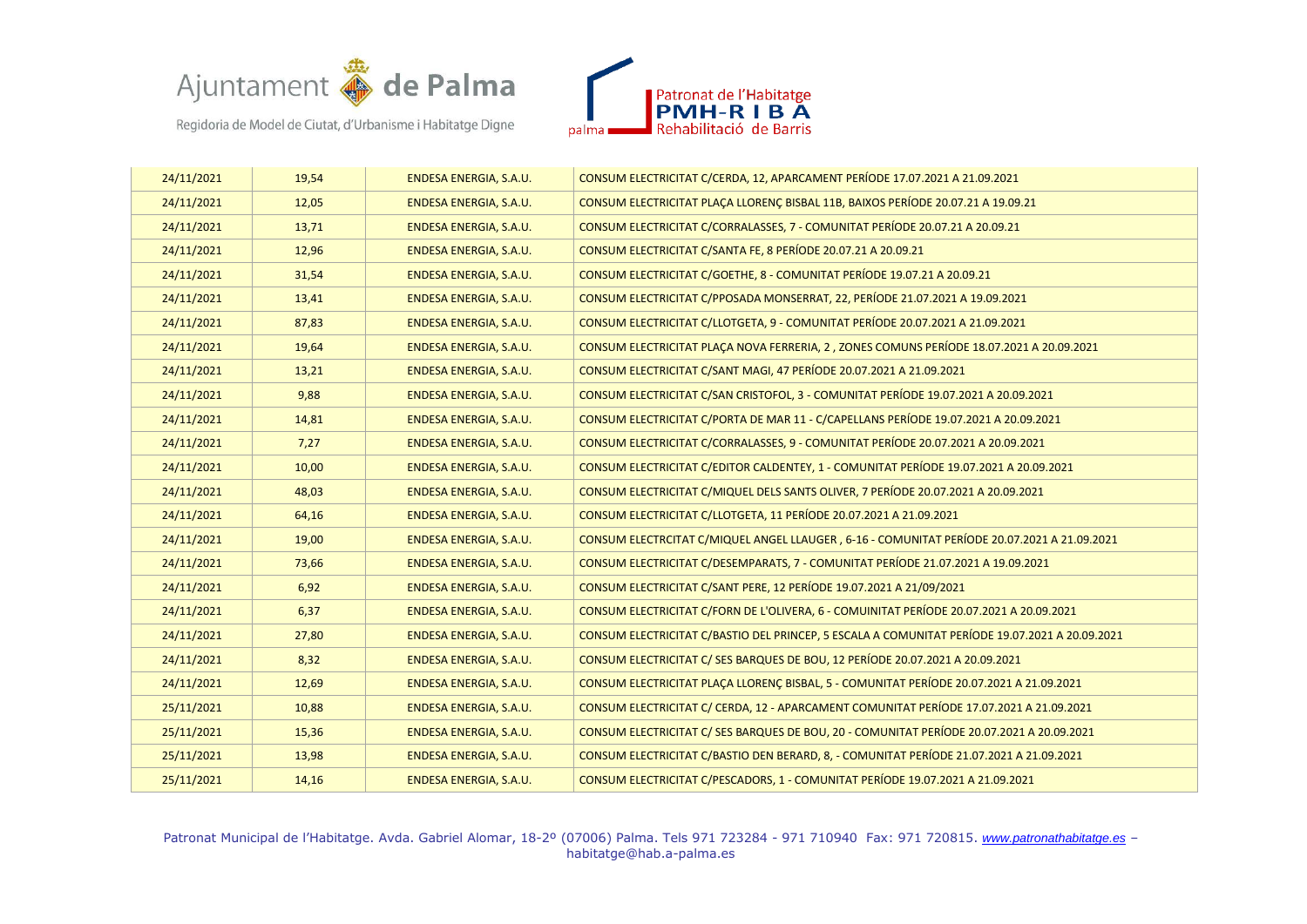| | | | |
|---|---|---|---|
| 24/11/2021 | 19,54 | ENDESA ENERGIA, S.A.U. | CONSUM ELECTRICITAT C/CERDA, 12, APARCAMENT PERÍODE 17.07.2021 A 21.09.2021 |
| 24/11/2021 | 12,05 | ENDESA ENERGIA, S.A.U. | CONSUM ELECTRICITAT PLAÇA LLORENÇ BISBAL 11B, BAIXOS PERÍODE 20.07.21 A 19.09.21 |
| 24/11/2021 | 13,71 | ENDESA ENERGIA, S.A.U. | CONSUM ELECTRICITAT C/CORRALASSES, 7 - COMUNITAT PERÍODE 20.07.21 A 20.09.21 |
| 24/11/2021 | 12,96 | ENDESA ENERGIA, S.A.U. | CONSUM ELECTRICITAT C/SANTA FE, 8 PERÍODE 20.07.21 A 20.09.21 |
| 24/11/2021 | 31,54 | ENDESA ENERGIA, S.A.U. | CONSUM ELECTRICITAT C/GOETHE, 8 - COMUNITAT PERÍODE 19.07.21 A 20.09.21 |
| 24/11/2021 | 13,41 | ENDESA ENERGIA, S.A.U. | CONSUM ELECTRICITAT C/PPOSADA MONSERRAT, 22, PERÍODE 21.07.2021 A 19.09.2021 |
| 24/11/2021 | 87,83 | ENDESA ENERGIA, S.A.U. | CONSUM ELECTRICITAT C/LLOTGETA, 9 - COMUNITAT PERÍODE 20.07.2021 A 21.09.2021 |
| 24/11/2021 | 19,64 | ENDESA ENERGIA, S.A.U. | CONSUM ELECTRICITAT PLAÇA NOVA FERRERIA, 2 , ZONES COMUNS PERÍODE 18.07.2021 A 20.09.2021 |
| 24/11/2021 | 13,21 | ENDESA ENERGIA, S.A.U. | CONSUM ELECTRICITAT C/SANT MAGI, 47 PERÍODE 20.07.2021 A 21.09.2021 |
| 24/11/2021 | 9,88 | ENDESA ENERGIA, S.A.U. | CONSUM ELECTRICITAT C/SAN CRISTOFOL, 3 - COMUNITAT PERÍODE 19.07.2021 A 20.09.2021 |
| 24/11/2021 | 14,81 | ENDESA ENERGIA, S.A.U. | CONSUM ELECTRICITAT C/PORTA DE MAR 11 - C/CAPELLANS PERÍODE 19.07.2021 A 20.09.2021 |
| 24/11/2021 | 7,27 | ENDESA ENERGIA, S.A.U. | CONSUM ELECTRICITAT C/CORRALASSES, 9 - COMUNITAT PERÍODE 20.07.2021 A 20.09.2021 |
| 24/11/2021 | 10,00 | ENDESA ENERGIA, S.A.U. | CONSUM ELECTRICITAT C/EDITOR CALDENTEY, 1 - COMUNITAT PERÍODE 19.07.2021 A 20.09.2021 |
| 24/11/2021 | 48,03 | ENDESA ENERGIA, S.A.U. | CONSUM ELECTRICITAT C/MIQUEL DELS SANTS OLIVER, 7 PERÍODE 20.07.2021 A 20.09.2021 |
| 24/11/2021 | 64,16 | ENDESA ENERGIA, S.A.U. | CONSUM ELECTRICITAT C/LLOTGETA, 11 PERÍODE 20.07.2021 A 21.09.2021 |
| 24/11/2021 | 19,00 | ENDESA ENERGIA, S.A.U. | CONSUM ELECTRCITAT C/MIQUEL ANGEL LLAUGER , 6-16 - COMUNITAT PERÍODE 20.07.2021 A 21.09.2021 |
| 24/11/2021 | 73,66 | ENDESA ENERGIA, S.A.U. | CONSUM ELECTRICITAT C/DESEMPARATS, 7 - COMUNITAT PERÍODE 21.07.2021 A 19.09.2021 |
| 24/11/2021 | 6,92 | ENDESA ENERGIA, S.A.U. | CONSUM ELECTRICITAT C/SANT PERE, 12 PERÍODE 19.07.2021 A 21/09/2021 |
| 24/11/2021 | 6,37 | ENDESA ENERGIA, S.A.U. | CONSUM ELECTRICITAT C/FORN DE L'OLIVERA, 6 - COMUINITAT PERÍODE 20.07.2021 A 20.09.2021 |
| 24/11/2021 | 27,80 | ENDESA ENERGIA, S.A.U. | CONSUM ELECTRICITAT C/BASTIO DEL PRINCEP, 5 ESCALA A COMUNITAT PERÍODE 19.07.2021 A 20.09.2021 |
| 24/11/2021 | 8,32 | ENDESA ENERGIA, S.A.U. | CONSUM ELECTRICITAT C/ SES BARQUES DE BOU, 12 PERÍODE 20.07.2021 A 20.09.2021 |
| 24/11/2021 | 12,69 | ENDESA ENERGIA, S.A.U. | CONSUM ELECTRICITAT PLAÇA LLORENÇ BISBAL, 5 - COMUNITAT PERÍODE 20.07.2021 A 21.09.2021 |
| 25/11/2021 | 10,88 | ENDESA ENERGIA, S.A.U. | CONSUM ELECTRICITAT C/ CERDA, 12 - APARCAMENT COMUNITAT PERÍODE 17.07.2021 A 21.09.2021 |
| 25/11/2021 | 15,36 | ENDESA ENERGIA, S.A.U. | CONSUM ELECTRICITAT C/ SES BARQUES DE BOU, 20 - COMUNITAT PERÍODE 20.07.2021 A 20.09.2021 |
| 25/11/2021 | 13,98 | ENDESA ENERGIA, S.A.U. | CONSUM ELECTRICITAT C/BASTIO DEN BERARD, 8, - COMUNITAT PERÍODE 21.07.2021 A 21.09.2021 |
| 25/11/2021 | 14,16 | ENDESA ENERGIA, S.A.U. | CONSUM ELECTRICITAT C/PESCADORS, 1 - COMUNITAT PERÍODE 19.07.2021 A 21.09.2021 |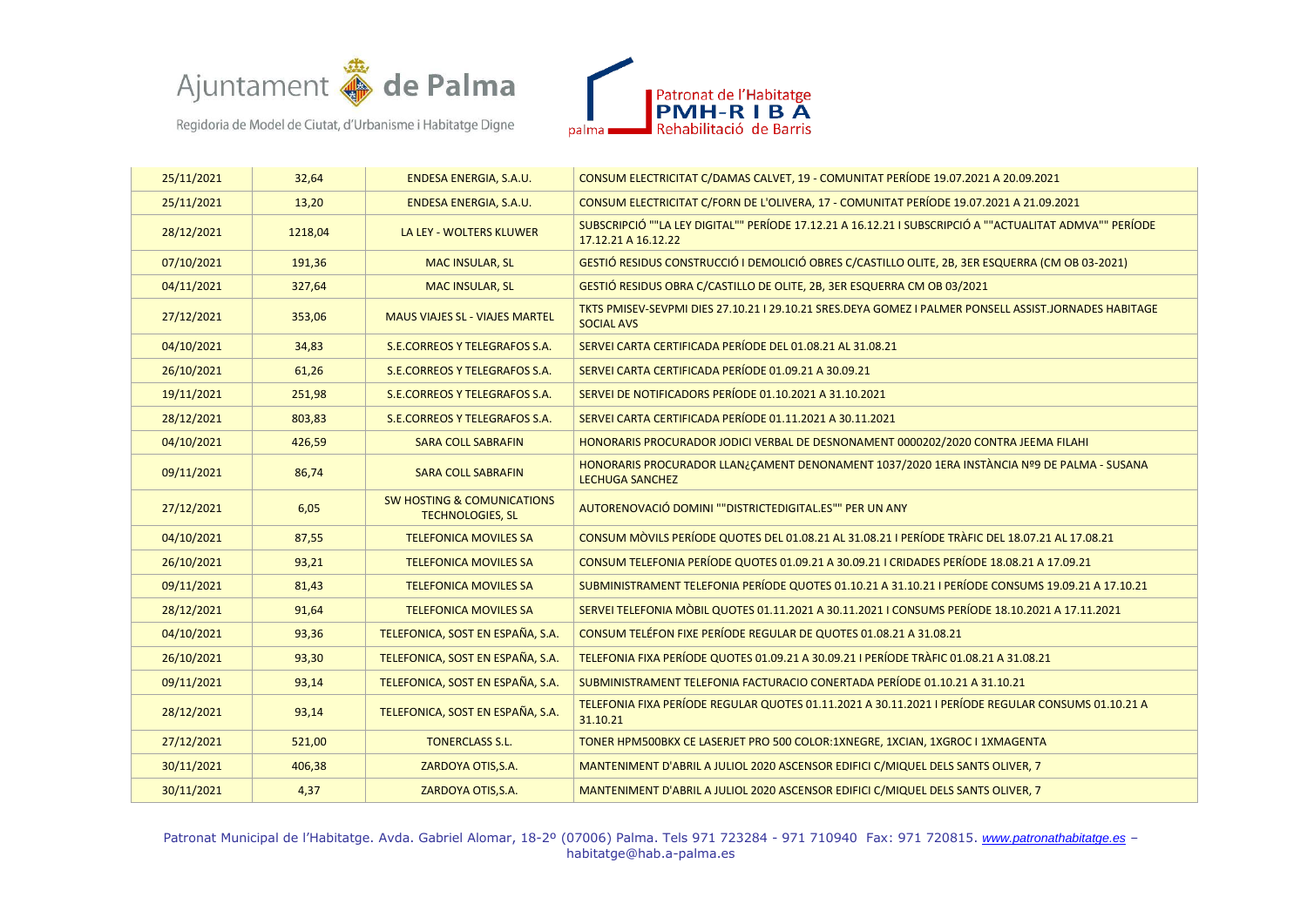| | | | |
|---|---|---|---|
| 25/11/2021 | 32,64 | ENDESA ENERGIA, S.A.U. | CONSUM ELECTRICITAT C/DAMAS CALVET, 19 - COMUNITAT PERÍODE 19.07.2021 A 20.09.2021 |
| 25/11/2021 | 13,20 | ENDESA ENERGIA, S.A.U. | CONSUM ELECTRICITAT C/FORN DE L'OLIVERA, 17 - COMUNITAT PERÍODE 19.07.2021 A 21.09.2021 |
| 28/12/2021 | 1218,04 | LA LEY - WOLTERS KLUWER | SUBSCRIPCIÓ ""LA LEY DIGITAL"" PERÍODE 17.12.21 A 16.12.21 I SUBSCRIPCIÓ A ""ACTUALITAT ADMVA"" PERÍODE 17.12.21 A 16.12.22 |
| 07/10/2021 | 191,36 | MAC INSULAR, SL | GESTIÓ RESIDUS CONSTRUCCIÓ I DEMOLICIÓ OBRES C/CASTILLO OLITE, 2B, 3ER ESQUERRA (CM OB 03-2021) |
| 04/11/2021 | 327,64 | MAC INSULAR, SL | GESTIÓ RESIDUS OBRA C/CASTILLO DE OLITE, 2B, 3ER ESQUERRA CM OB 03/2021 |
| 27/12/2021 | 353,06 | MAUS VIAJES SL - VIAJES MARTEL | TKTS PMISEV-SEVPMI DIES 27.10.21 I 29.10.21 SRES.DEYA GOMEZ I PALMER PONSELL ASSIST.JORNADES HABITAGE SOCIAL AVS |
| 04/10/2021 | 34,83 | S.E.CORREOS Y TELEGRAFOS S.A. | SERVEI CARTA CERTIFICADA PERÍODE DEL 01.08.21 AL 31.08.21 |
| 26/10/2021 | 61,26 | S.E.CORREOS Y TELEGRAFOS S.A. | SERVEI CARTA CERTIFICADA PERÍODE 01.09.21 A 30.09.21 |
| 19/11/2021 | 251,98 | S.E.CORREOS Y TELEGRAFOS S.A. | SERVEI DE NOTIFICADORS PERÍODE 01.10.2021 A 31.10.2021 |
| 28/12/2021 | 803,83 | S.E.CORREOS Y TELEGRAFOS S.A. | SERVEI CARTA CERTIFICADA PERÍODE 01.11.2021 A 30.11.2021 |
| 04/10/2021 | 426,59 | SARA COLL SABRAFIN | HONORARIS PROCURADOR JODICI VERBAL DE DESNONAMENT 0000202/2020 CONTRA JEEMA FILAHI |
| 09/11/2021 | 86,74 | SARA COLL SABRAFIN | HONORARIS PROCURADOR LLAN¿ÇAMENT DENONAMENT 1037/2020 1ERA INSTÀNCIA Nº9 DE PALMA - SUSANA LECHUGA SANCHEZ |
| 27/12/2021 | 6,05 | SW HOSTING & COMUNICATIONS TECHNOLOGIES, SL | AUTORENOVACIÓ DOMINI ""DISTRICTEDIGITAL.ES"" PER UN ANY |
| 04/10/2021 | 87,55 | TELEFONICA MOVILES SA | CONSUM MÒVILS PERÍODE QUOTES DEL 01.08.21 AL 31.08.21 I PERÍODE TRÀFIC DEL 18.07.21 AL 17.08.21 |
| 26/10/2021 | 93,21 | TELEFONICA MOVILES SA | CONSUM TELEFONIA PERÍODE QUOTES 01.09.21 A 30.09.21 I CRIDADES PERÍODE 18.08.21 A 17.09.21 |
| 09/11/2021 | 81,43 | TELEFONICA MOVILES SA | SUBMINISTRAMENT TELEFONIA PERÍODE QUOTES 01.10.21 A 31.10.21 I PERÍODE CONSUMS 19.09.21 A 17.10.21 |
| 28/12/2021 | 91,64 | TELEFONICA MOVILES SA | SERVEI TELEFONIA MÒBIL QUOTES 01.11.2021 A 30.11.2021 I CONSUMS PERÍODE 18.10.2021 A 17.11.2021 |
| 04/10/2021 | 93,36 | TELEFONICA, SOST EN ESPAÑA, S.A. | CONSUM TELÈFON FIXE PERÍODE REGULAR DE QUOTES 01.08.21 A 31.08.21 |
| 26/10/2021 | 93,30 | TELEFONICA, SOST EN ESPAÑA, S.A. | TELEFONIA FIXA PERÍODE QUOTES 01.09.21 A 30.09.21 I PERÍODE TRÀFIC 01.08.21 A 31.08.21 |
| 09/11/2021 | 93,14 | TELEFONICA, SOST EN ESPAÑA, S.A. | SUBMINISTRAMENT TELEFONIA FACTURACIO CONERTADA PERÍODE 01.10.21 A 31.10.21 |
| 28/12/2021 | 93,14 | TELEFONICA, SOST EN ESPAÑA, S.A. | TELEFONIA FIXA PERÍODE REGULAR QUOTES 01.11.2021 A 30.11.2021 I PERÍODE REGULAR CONSUMS 01.10.21 A 31.10.21 |
| 27/12/2021 | 521,00 | TONERCLASS S.L. | TONER HPM500BKX CE LASERJET PRO 500 COLOR:1XNEGRE, 1XCIAN, 1XGROC I 1XMAGENTA |
| 30/11/2021 | 406,38 | ZARDOYA OTIS,S.A. | MANTENIMENT D'ABRIL A JULIOL 2020 ASCENSOR EDIFICI C/MIQUEL DELS SANTS OLIVER, 7 |
| 30/11/2021 | 4,37 | ZARDOYA OTIS,S.A. | MANTENIMENT D'ABRIL A JULIOL 2020 ASCENSOR EDIFICI C/MIQUEL DELS SANTS OLIVER, 7 |